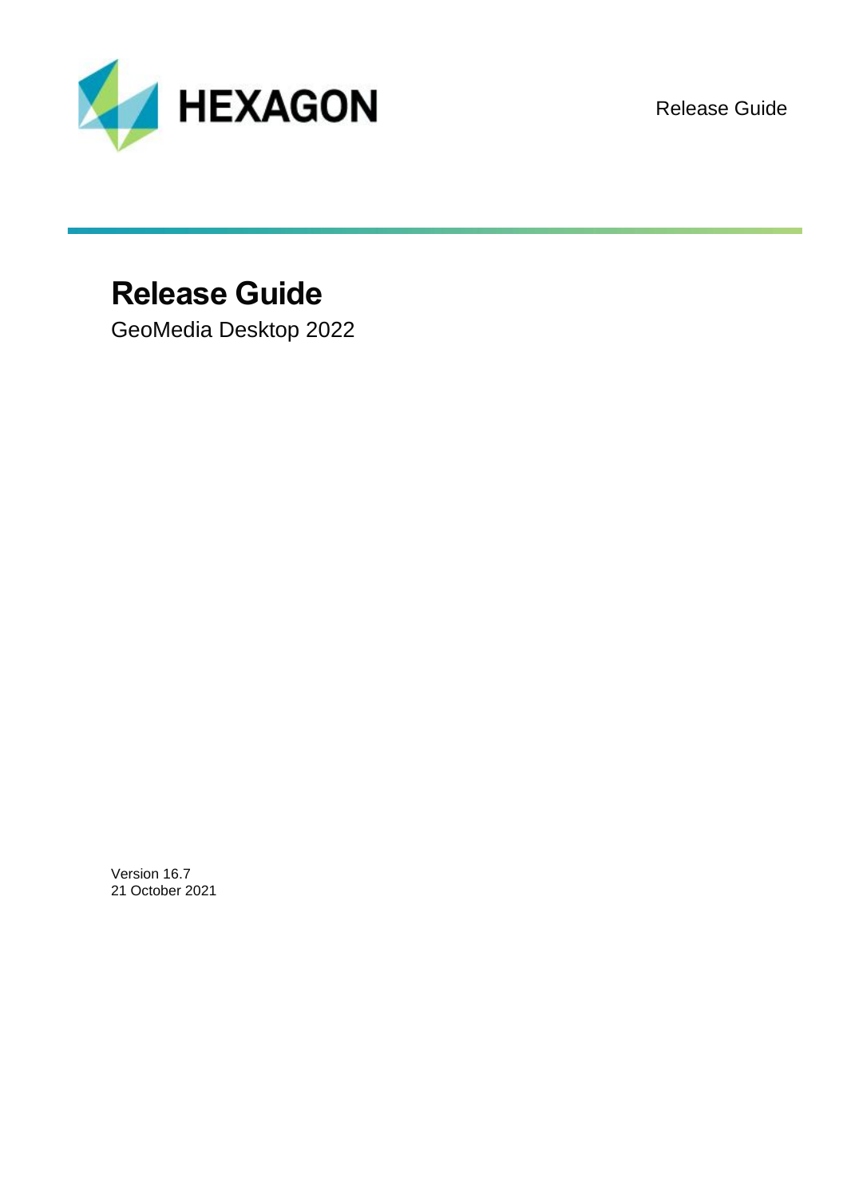HEXAGON

Release Guide

# Release Guide

GeoMedia Desktop 2022

Version 16.7
21 October 2021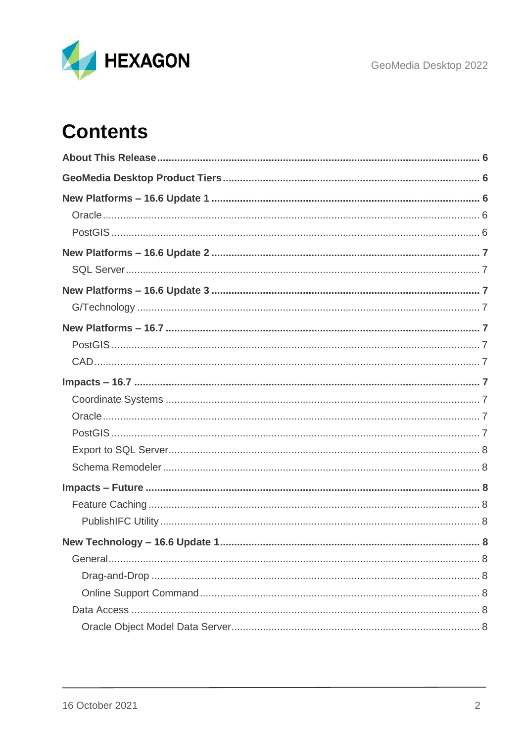# Contents

**About This Release** ........................................ **6**

**GeoMedia Desktop Product Tiers** ........................................ **6**

**New Platforms – 16.6 Update 1** ........................................ **6**

- Oracle ........................................ 6
- PostGIS ........................................ 6

**New Platforms – 16.6 Update 2** ........................................ **7**

- SQL Server ........................................ 7

**New Platforms – 16.6 Update 3** ........................................ **7**

- G/Technology ........................................ 7

**New Platforms – 16.7** ........................................ **7**

- PostGIS ........................................ 7
- CAD ........................................ 7

**Impacts – 16.7** ........................................ **7**

- Coordinate Systems ........................................ 7
- Oracle ........................................ 7
- PostGIS ........................................ 7
- Export to SQL Server ........................................ 8
- Schema Remodeler ........................................ 8

**Impacts – Future** ........................................ **8**

- Feature Caching ........................................ 8
  - PublishIFC Utility ........................................ 8

**New Technology – 16.6 Update 1** ........................................ **8**

- General ........................................ 8
  - Drag-and-Drop ........................................ 8
  - Online Support Command ........................................ 8
- Data Access ........................................ 8
  - Oracle Object Model Data Server ........................................ 8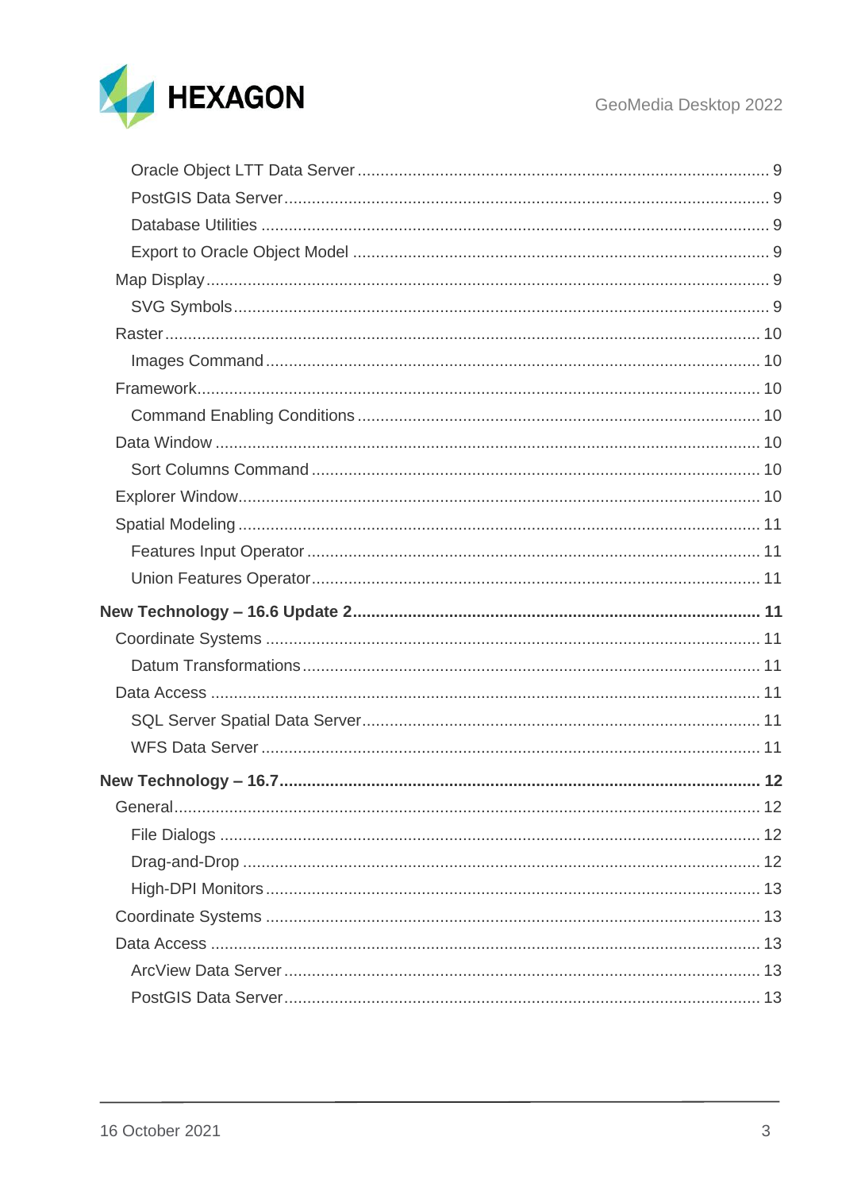- Oracle Object LTT Data Server ........ 9
- PostGIS Data Server ........ 9
- Database Utilities ........ 9
- Export to Oracle Object Model ........ 9

Map Display ........ 9

- SVG Symbols ........ 9

Raster ........ 10

- Images Command ........ 10

Framework ........ 10

- Command Enabling Conditions ........ 10

Data Window ........ 10

- Sort Columns Command ........ 10

Explorer Window ........ 10

Spatial Modeling ........ 11

- Features Input Operator ........ 11
- Union Features Operator ........ 11

**New Technology – 16.6 Update 2 ........ 11**

Coordinate Systems ........ 11

- Datum Transformations ........ 11

Data Access ........ 11

- SQL Server Spatial Data Server ........ 11
- WFS Data Server ........ 11

**New Technology – 16.7 ........ 12**

General ........ 12

- File Dialogs ........ 12
- Drag-and-Drop ........ 12
- High-DPI Monitors ........ 13

Coordinate Systems ........ 13

Data Access ........ 13

- ArcView Data Server ........ 13
- PostGIS Data Server ........ 13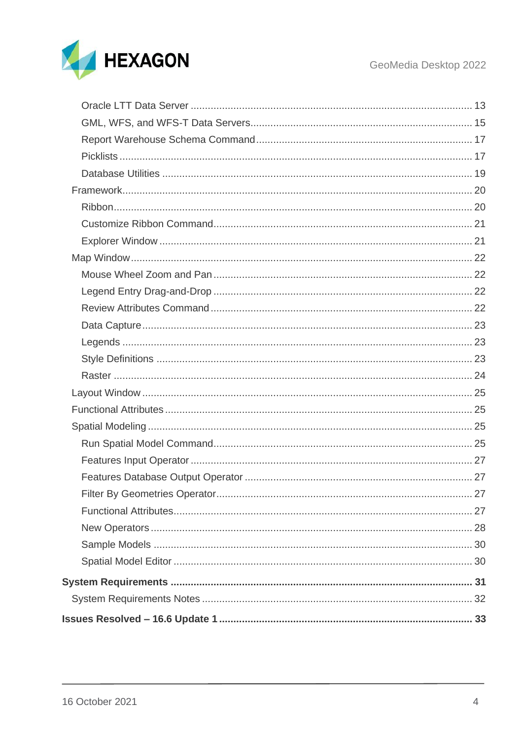- Oracle LTT Data Server ..... 13
- GML, WFS, and WFS-T Data Servers ..... 15
- Report Warehouse Schema Command ..... 17
- Picklists ..... 17
- Database Utilities ..... 19

Framework ..... 20

- Ribbon ..... 20
- Customize Ribbon Command ..... 21
- Explorer Window ..... 21

Map Window ..... 22

- Mouse Wheel Zoom and Pan ..... 22
- Legend Entry Drag-and-Drop ..... 22
- Review Attributes Command ..... 22
- Data Capture ..... 23
- Legends ..... 23
- Style Definitions ..... 23
- Raster ..... 24

Layout Window ..... 25

Functional Attributes ..... 25

Spatial Modeling ..... 25

- Run Spatial Model Command ..... 25
- Features Input Operator ..... 27
- Features Database Output Operator ..... 27
- Filter By Geometries Operator ..... 27
- Functional Attributes ..... 27
- New Operators ..... 28
- Sample Models ..... 30
- Spatial Model Editor ..... 30

**System Requirements ..... 31**

System Requirements Notes ..... 32

**Issues Resolved – 16.6 Update 1 ..... 33**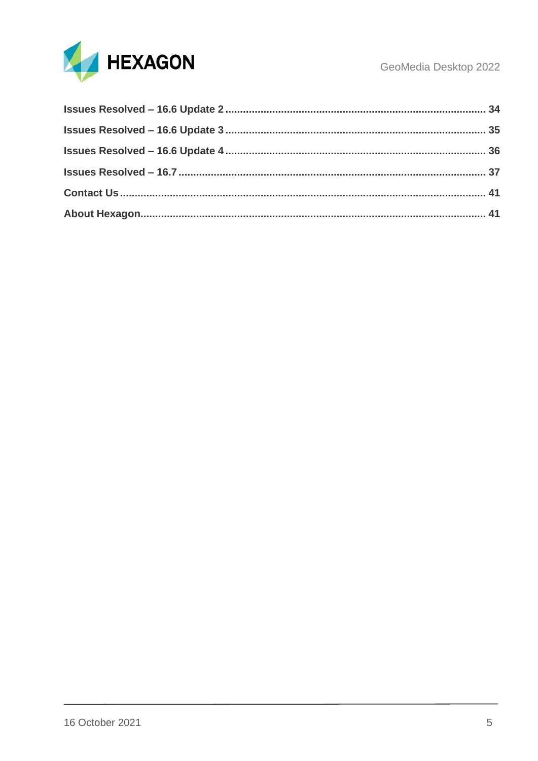**Issues Resolved – 16.6 Update 2** ........................................................................................ 34

**Issues Resolved – 16.6 Update 3** ........................................................................................ 35

**Issues Resolved – 16.6 Update 4** ........................................................................................ 36

**Issues Resolved – 16.7** ....................................................................................................... 37

**Contact Us** ........................................................................................................................... 41

**About Hexagon** .................................................................................................................... 41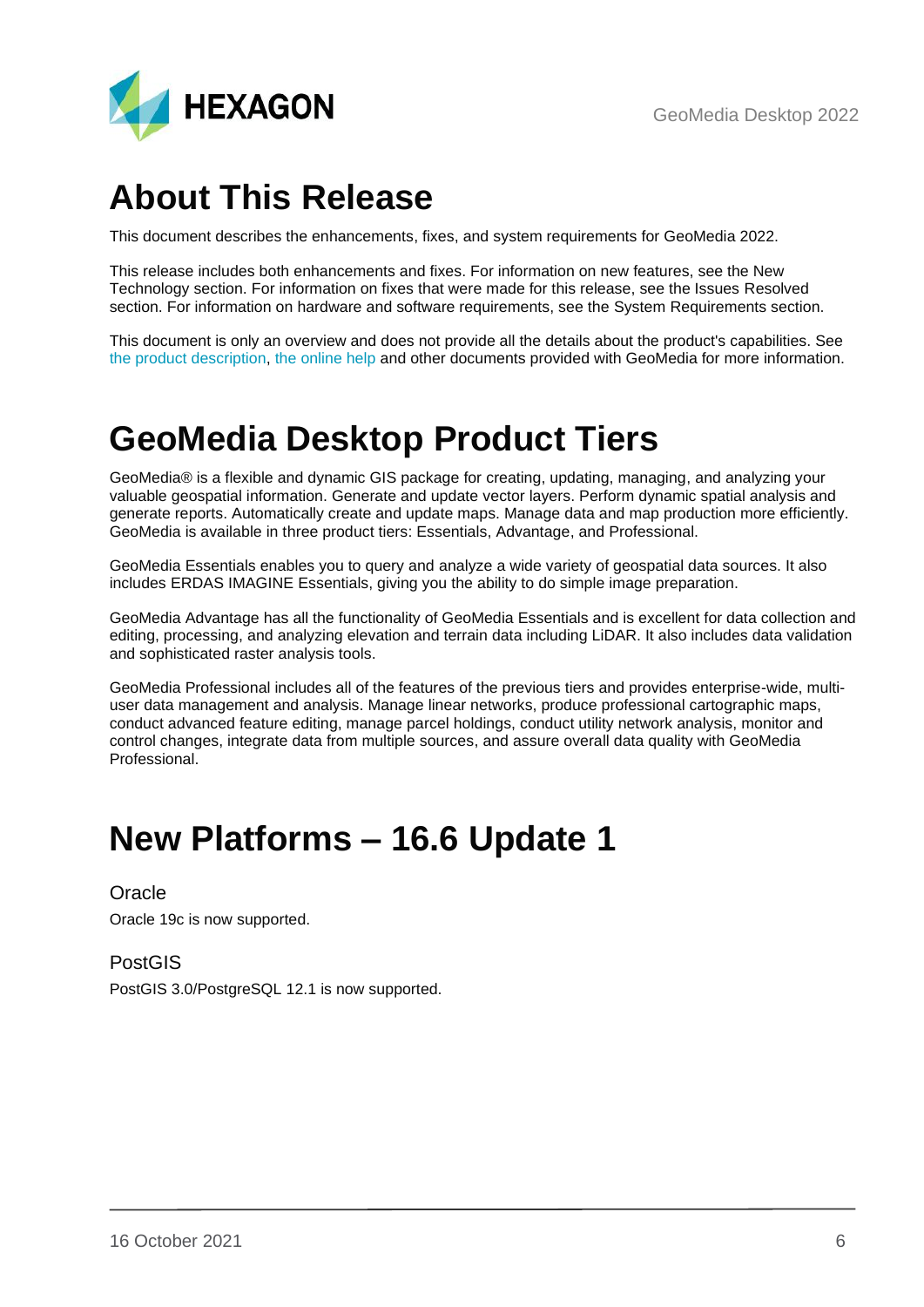# About This Release

This document describes the enhancements, fixes, and system requirements for GeoMedia 2022.

This release includes both enhancements and fixes. For information on new features, see the New Technology section. For information on fixes that were made for this release, see the Issues Resolved section. For information on hardware and software requirements, see the System Requirements section.

This document is only an overview and does not provide all the details about the product's capabilities. See the product description, the online help and other documents provided with GeoMedia for more information.

# GeoMedia Desktop Product Tiers

GeoMedia® is a flexible and dynamic GIS package for creating, updating, managing, and analyzing your valuable geospatial information. Generate and update vector layers. Perform dynamic spatial analysis and generate reports. Automatically create and update maps. Manage data and map production more efficiently. GeoMedia is available in three product tiers: Essentials, Advantage, and Professional.

GeoMedia Essentials enables you to query and analyze a wide variety of geospatial data sources. It also includes ERDAS IMAGINE Essentials, giving you the ability to do simple image preparation.

GeoMedia Advantage has all the functionality of GeoMedia Essentials and is excellent for data collection and editing, processing, and analyzing elevation and terrain data including LiDAR. It also includes data validation and sophisticated raster analysis tools.

GeoMedia Professional includes all of the features of the previous tiers and provides enterprise-wide, multi-user data management and analysis. Manage linear networks, produce professional cartographic maps, conduct advanced feature editing, manage parcel holdings, conduct utility network analysis, monitor and control changes, integrate data from multiple sources, and assure overall data quality with GeoMedia Professional.

# New Platforms – 16.6 Update 1

## Oracle

Oracle 19c is now supported.

## PostGIS

PostGIS 3.0/PostgreSQL 12.1 is now supported.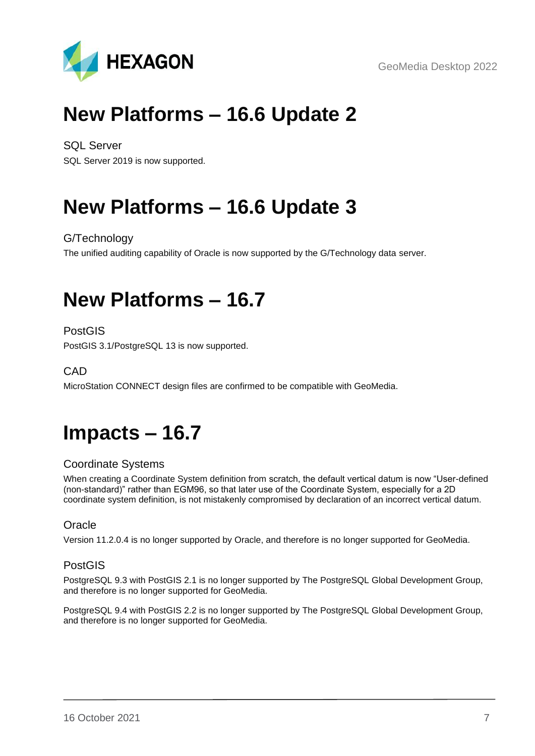# New Platforms – 16.6 Update 2

## SQL Server

SQL Server 2019 is now supported.

# New Platforms – 16.6 Update 3

## G/Technology

The unified auditing capability of Oracle is now supported by the G/Technology data server.

# New Platforms – 16.7

## PostGIS

PostGIS 3.1/PostgreSQL 13 is now supported.

## CAD

MicroStation CONNECT design files are confirmed to be compatible with GeoMedia.

# Impacts – 16.7

## Coordinate Systems

When creating a Coordinate System definition from scratch, the default vertical datum is now "User-defined (non-standard)" rather than EGM96, so that later use of the Coordinate System, especially for a 2D coordinate system definition, is not mistakenly compromised by declaration of an incorrect vertical datum.

## Oracle

Version 11.2.0.4 is no longer supported by Oracle, and therefore is no longer supported for GeoMedia.

## PostGIS

PostgreSQL 9.3 with PostGIS 2.1 is no longer supported by The PostgreSQL Global Development Group, and therefore is no longer supported for GeoMedia.

PostgreSQL 9.4 with PostGIS 2.2 is no longer supported by The PostgreSQL Global Development Group, and therefore is no longer supported for GeoMedia.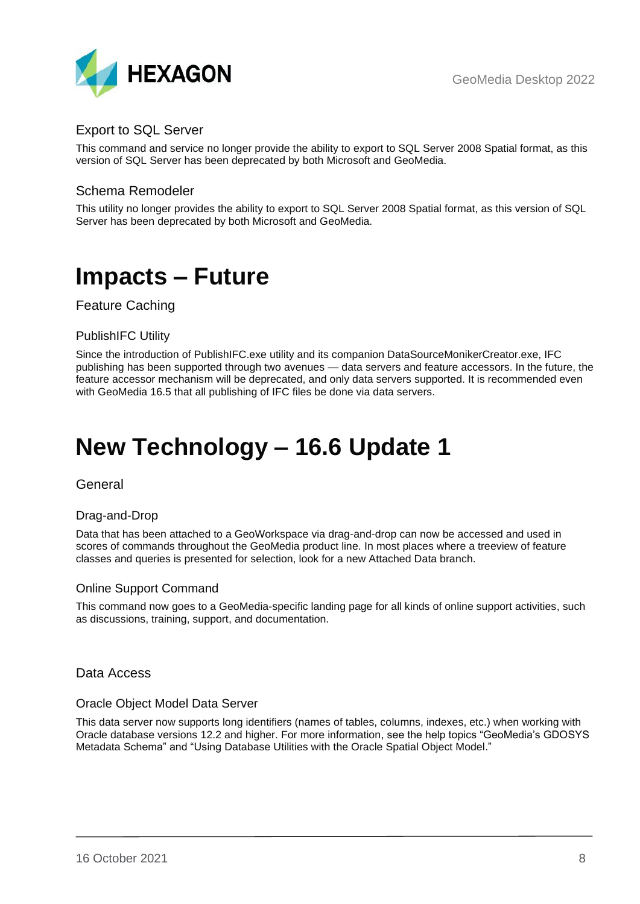### Export to SQL Server

This command and service no longer provide the ability to export to SQL Server 2008 Spatial format, as this version of SQL Server has been deprecated by both Microsoft and GeoMedia.

### Schema Remodeler

This utility no longer provides the ability to export to SQL Server 2008 Spatial format, as this version of SQL Server has been deprecated by both Microsoft and GeoMedia.

# Impacts – Future

## Feature Caching

### PublishIFC Utility

Since the introduction of PublishIFC.exe utility and its companion DataSourceMonikerCreator.exe, IFC publishing has been supported through two avenues — data servers and feature accessors. In the future, the feature accessor mechanism will be deprecated, and only data servers supported. It is recommended even with GeoMedia 16.5 that all publishing of IFC files be done via data servers.

# New Technology – 16.6 Update 1

## General

### Drag-and-Drop

Data that has been attached to a GeoWorkspace via drag-and-drop can now be accessed and used in scores of commands throughout the GeoMedia product line. In most places where a treeview of feature classes and queries is presented for selection, look for a new Attached Data branch.

### Online Support Command

This command now goes to a GeoMedia-specific landing page for all kinds of online support activities, such as discussions, training, support, and documentation.

## Data Access

### Oracle Object Model Data Server

This data server now supports long identifiers (names of tables, columns, indexes, etc.) when working with Oracle database versions 12.2 and higher. For more information, see the help topics "GeoMedia's GDOSYS Metadata Schema" and "Using Database Utilities with the Oracle Spatial Object Model."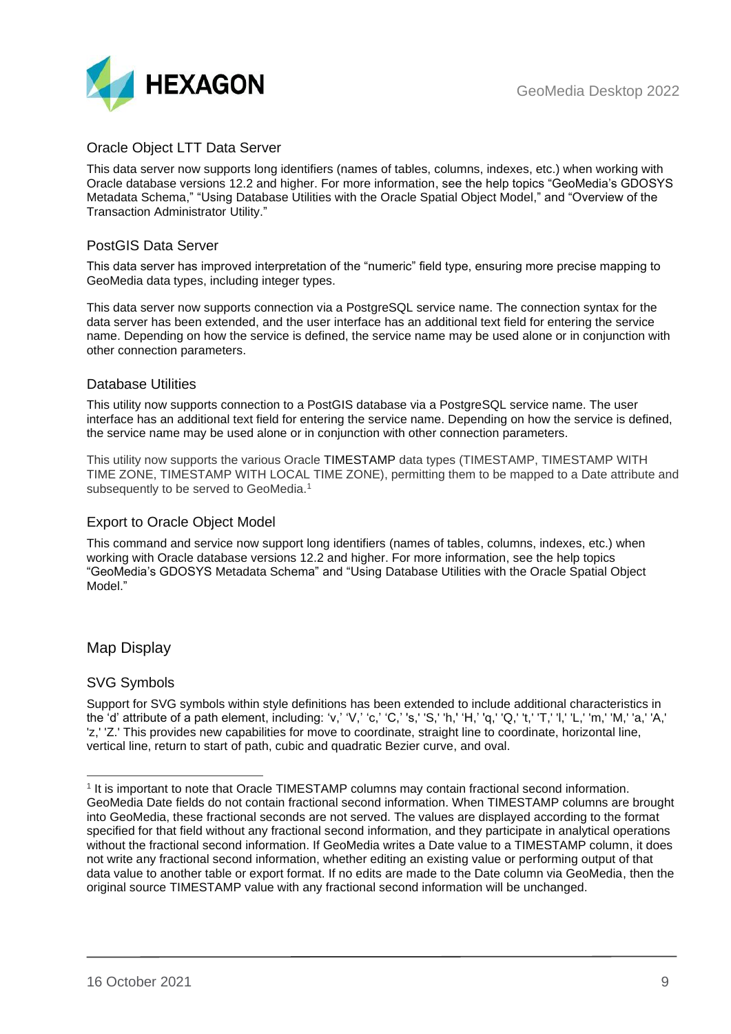### Oracle Object LTT Data Server

This data server now supports long identifiers (names of tables, columns, indexes, etc.) when working with Oracle database versions 12.2 and higher. For more information, see the help topics "GeoMedia's GDOSYS Metadata Schema," "Using Database Utilities with the Oracle Spatial Object Model," and "Overview of the Transaction Administrator Utility."

### PostGIS Data Server

This data server has improved interpretation of the "numeric" field type, ensuring more precise mapping to GeoMedia data types, including integer types.

This data server now supports connection via a PostgreSQL service name. The connection syntax for the data server has been extended, and the user interface has an additional text field for entering the service name. Depending on how the service is defined, the service name may be used alone or in conjunction with other connection parameters.

### Database Utilities

This utility now supports connection to a PostGIS database via a PostgreSQL service name. The user interface has an additional text field for entering the service name. Depending on how the service is defined, the service name may be used alone or in conjunction with other connection parameters.

This utility now supports the various Oracle TIMESTAMP data types (TIMESTAMP, TIMESTAMP WITH TIME ZONE, TIMESTAMP WITH LOCAL TIME ZONE), permitting them to be mapped to a Date attribute and subsequently to be served to GeoMedia.[1]

### Export to Oracle Object Model

This command and service now support long identifiers (names of tables, columns, indexes, etc.) when working with Oracle database versions 12.2 and higher. For more information, see the help topics "GeoMedia's GDOSYS Metadata Schema" and "Using Database Utilities with the Oracle Spatial Object Model."

## Map Display

### SVG Symbols

Support for SVG symbols within style definitions has been extended to include additional characteristics in the 'd' attribute of a path element, including: 'v,' 'V,' 'c,' 'C,' 's,' 'S,' 'h,' 'H,' 'q,' 'Q,' 't,' 'T,' 'l,' 'L,' 'm,' 'M,' 'a,' 'A,' 'z,' 'Z.' This provides new capabilities for move to coordinate, straight line to coordinate, horizontal line, vertical line, return to start of path, cubic and quadratic Bezier curve, and oval.

[1] It is important to note that Oracle TIMESTAMP columns may contain fractional second information. GeoMedia Date fields do not contain fractional second information. When TIMESTAMP columns are brought into GeoMedia, these fractional seconds are not served. The values are displayed according to the format specified for that field without any fractional second information, and they participate in analytical operations without the fractional second information. If GeoMedia writes a Date value to a TIMESTAMP column, it does not write any fractional second information, whether editing an existing value or performing output of that data value to another table or export format. If no edits are made to the Date column via GeoMedia, then the original source TIMESTAMP value with any fractional second information will be unchanged.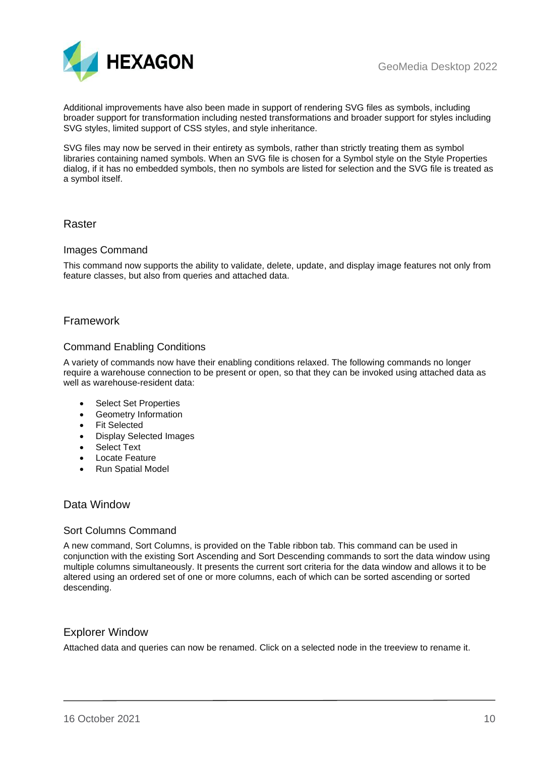Additional improvements have also been made in support of rendering SVG files as symbols, including broader support for transformation including nested transformations and broader support for styles including SVG styles, limited support of CSS styles, and style inheritance.

SVG files may now be served in their entirety as symbols, rather than strictly treating them as symbol libraries containing named symbols. When an SVG file is chosen for a Symbol style on the Style Properties dialog, if it has no embedded symbols, then no symbols are listed for selection and the SVG file is treated as a symbol itself.

## Raster

### Images Command

This command now supports the ability to validate, delete, update, and display image features not only from feature classes, but also from queries and attached data.

## Framework

### Command Enabling Conditions

A variety of commands now have their enabling conditions relaxed. The following commands no longer require a warehouse connection to be present or open, so that they can be invoked using attached data as well as warehouse-resident data:

- Select Set Properties
- Geometry Information
- Fit Selected
- Display Selected Images
- Select Text
- Locate Feature
- Run Spatial Model

## Data Window

### Sort Columns Command

A new command, Sort Columns, is provided on the Table ribbon tab. This command can be used in conjunction with the existing Sort Ascending and Sort Descending commands to sort the data window using multiple columns simultaneously. It presents the current sort criteria for the data window and allows it to be altered using an ordered set of one or more columns, each of which can be sorted ascending or sorted descending.

## Explorer Window

Attached data and queries can now be renamed. Click on a selected node in the treeview to rename it.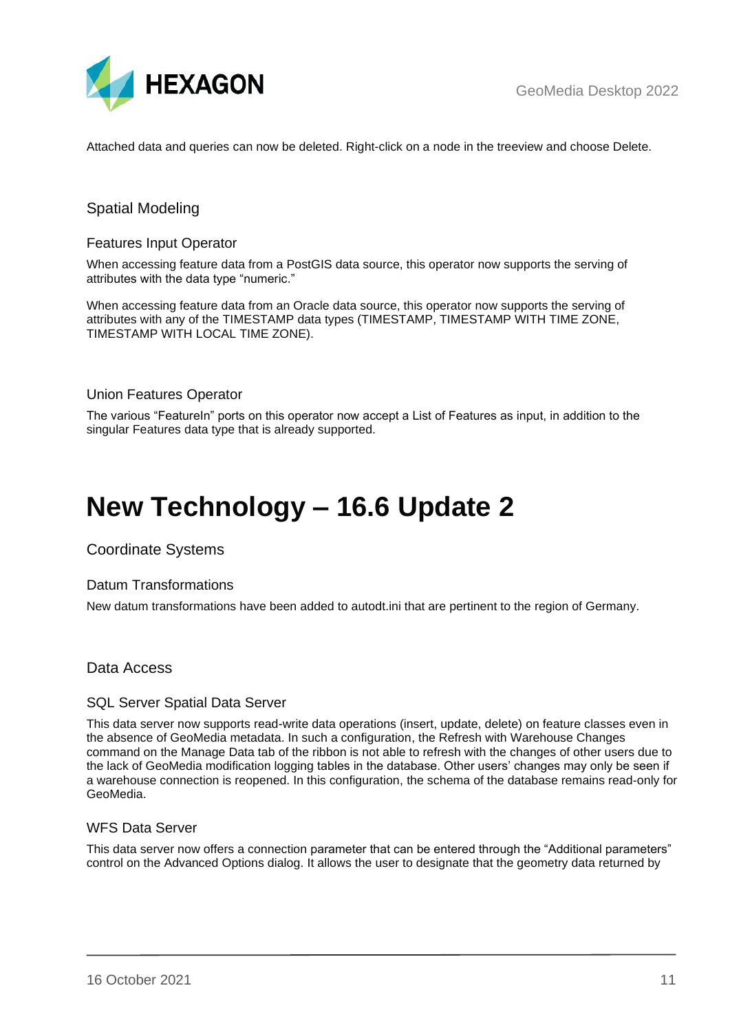Attached data and queries can now be deleted. Right-click on a node in the treeview and choose Delete.

## Spatial Modeling

### Features Input Operator

When accessing feature data from a PostGIS data source, this operator now supports the serving of attributes with the data type "numeric."

When accessing feature data from an Oracle data source, this operator now supports the serving of attributes with any of the TIMESTAMP data types (TIMESTAMP, TIMESTAMP WITH TIME ZONE, TIMESTAMP WITH LOCAL TIME ZONE).

### Union Features Operator

The various "FeatureIn" ports on this operator now accept a List of Features as input, in addition to the singular Features data type that is already supported.

# New Technology – 16.6 Update 2

## Coordinate Systems

### Datum Transformations

New datum transformations have been added to autodt.ini that are pertinent to the region of Germany.

## Data Access

### SQL Server Spatial Data Server

This data server now supports read-write data operations (insert, update, delete) on feature classes even in the absence of GeoMedia metadata. In such a configuration, the Refresh with Warehouse Changes command on the Manage Data tab of the ribbon is not able to refresh with the changes of other users due to the lack of GeoMedia modification logging tables in the database. Other users' changes may only be seen if a warehouse connection is reopened. In this configuration, the schema of the database remains read-only for GeoMedia.

### WFS Data Server

This data server now offers a connection parameter that can be entered through the "Additional parameters" control on the Advanced Options dialog. It allows the user to designate that the geometry data returned by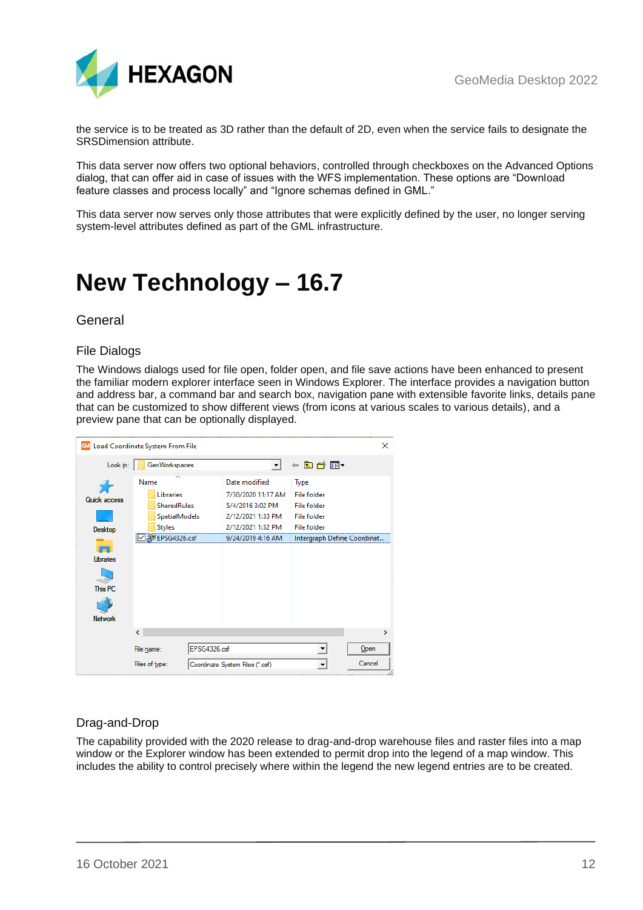the service is to be treated as 3D rather than the default of 2D, even when the service fails to designate the SRSDimension attribute.

This data server now offers two optional behaviors, controlled through checkboxes on the Advanced Options dialog, that can offer aid in case of issues with the WFS implementation. These options are “Download feature classes and process locally” and “Ignore schemas defined in GML.”

This data server now serves only those attributes that were explicitly defined by the user, no longer serving system-level attributes defined as part of the GML infrastructure.

# New Technology – 16.7

## General

### File Dialogs

The Windows dialogs used for file open, folder open, and file save actions have been enhanced to present the familiar modern explorer interface seen in Windows Explorer. The interface provides a navigation button and address bar, a command bar and search box, navigation pane with extensible favorite links, details pane that can be customized to show different views (from icons at various scales to various details), and a preview pane that can be optionally displayed.

### Drag-and-Drop

The capability provided with the 2020 release to drag-and-drop warehouse files and raster files into a map window or the Explorer window has been extended to permit drop into the legend of a map window. This includes the ability to control precisely where within the legend the new legend entries are to be created.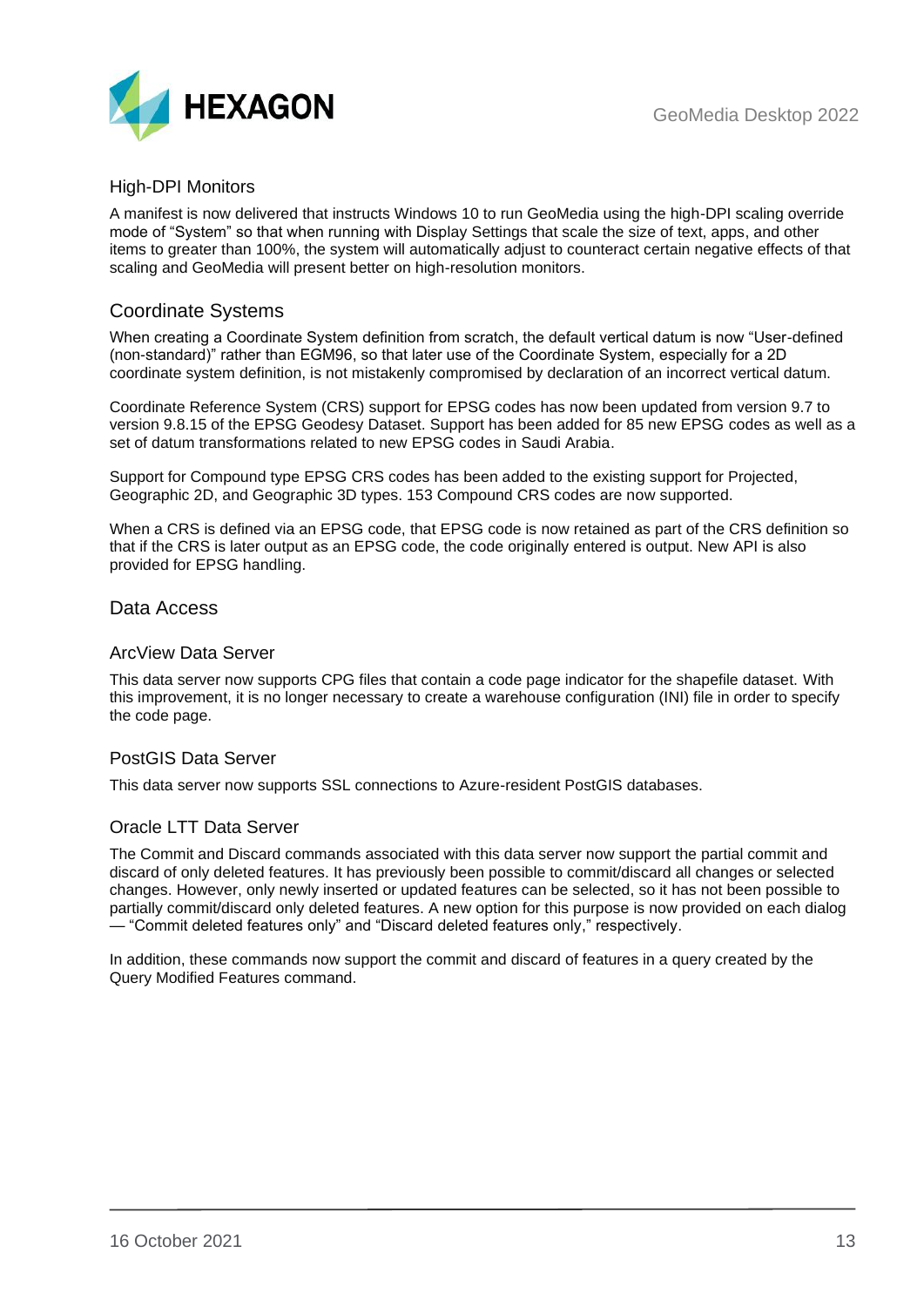### High-DPI Monitors

A manifest is now delivered that instructs Windows 10 to run GeoMedia using the high-DPI scaling override mode of "System" so that when running with Display Settings that scale the size of text, apps, and other items to greater than 100%, the system will automatically adjust to counteract certain negative effects of that scaling and GeoMedia will present better on high-resolution monitors.

## Coordinate Systems

When creating a Coordinate System definition from scratch, the default vertical datum is now "User-defined (non-standard)" rather than EGM96, so that later use of the Coordinate System, especially for a 2D coordinate system definition, is not mistakenly compromised by declaration of an incorrect vertical datum.

Coordinate Reference System (CRS) support for EPSG codes has now been updated from version 9.7 to version 9.8.15 of the EPSG Geodesy Dataset. Support has been added for 85 new EPSG codes as well as a set of datum transformations related to new EPSG codes in Saudi Arabia.

Support for Compound type EPSG CRS codes has been added to the existing support for Projected, Geographic 2D, and Geographic 3D types. 153 Compound CRS codes are now supported.

When a CRS is defined via an EPSG code, that EPSG code is now retained as part of the CRS definition so that if the CRS is later output as an EPSG code, the code originally entered is output. New API is also provided for EPSG handling.

## Data Access

### ArcView Data Server

This data server now supports CPG files that contain a code page indicator for the shapefile dataset. With this improvement, it is no longer necessary to create a warehouse configuration (INI) file in order to specify the code page.

### PostGIS Data Server

This data server now supports SSL connections to Azure-resident PostGIS databases.

### Oracle LTT Data Server

The Commit and Discard commands associated with this data server now support the partial commit and discard of only deleted features. It has previously been possible to commit/discard all changes or selected changes. However, only newly inserted or updated features can be selected, so it has not been possible to partially commit/discard only deleted features. A new option for this purpose is now provided on each dialog — "Commit deleted features only" and "Discard deleted features only," respectively.

In addition, these commands now support the commit and discard of features in a query created by the Query Modified Features command.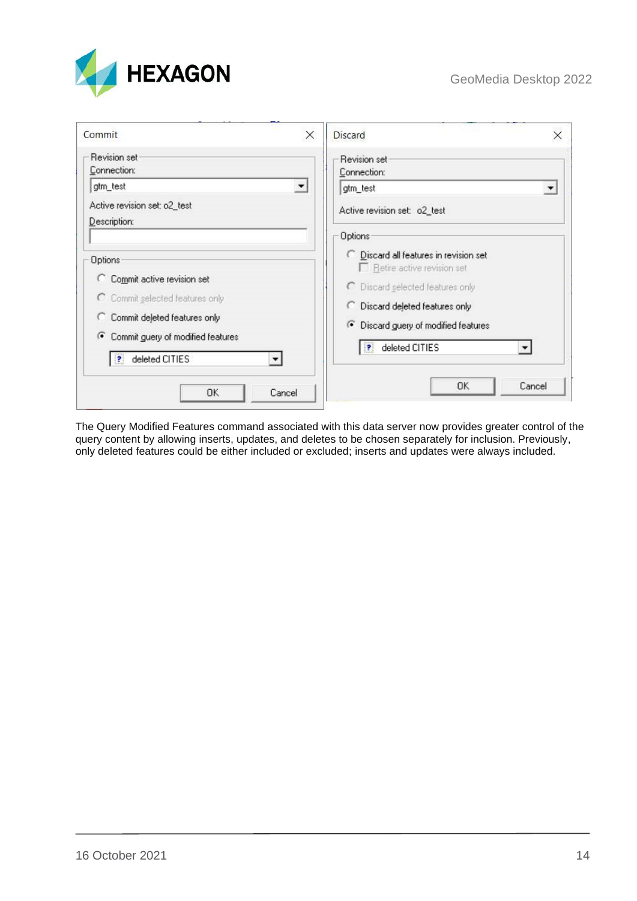The Query Modified Features command associated with this data server now provides greater control of the query content by allowing inserts, updates, and deletes to be chosen separately for inclusion. Previously, only deleted features could be either included or excluded; inserts and updates were always included.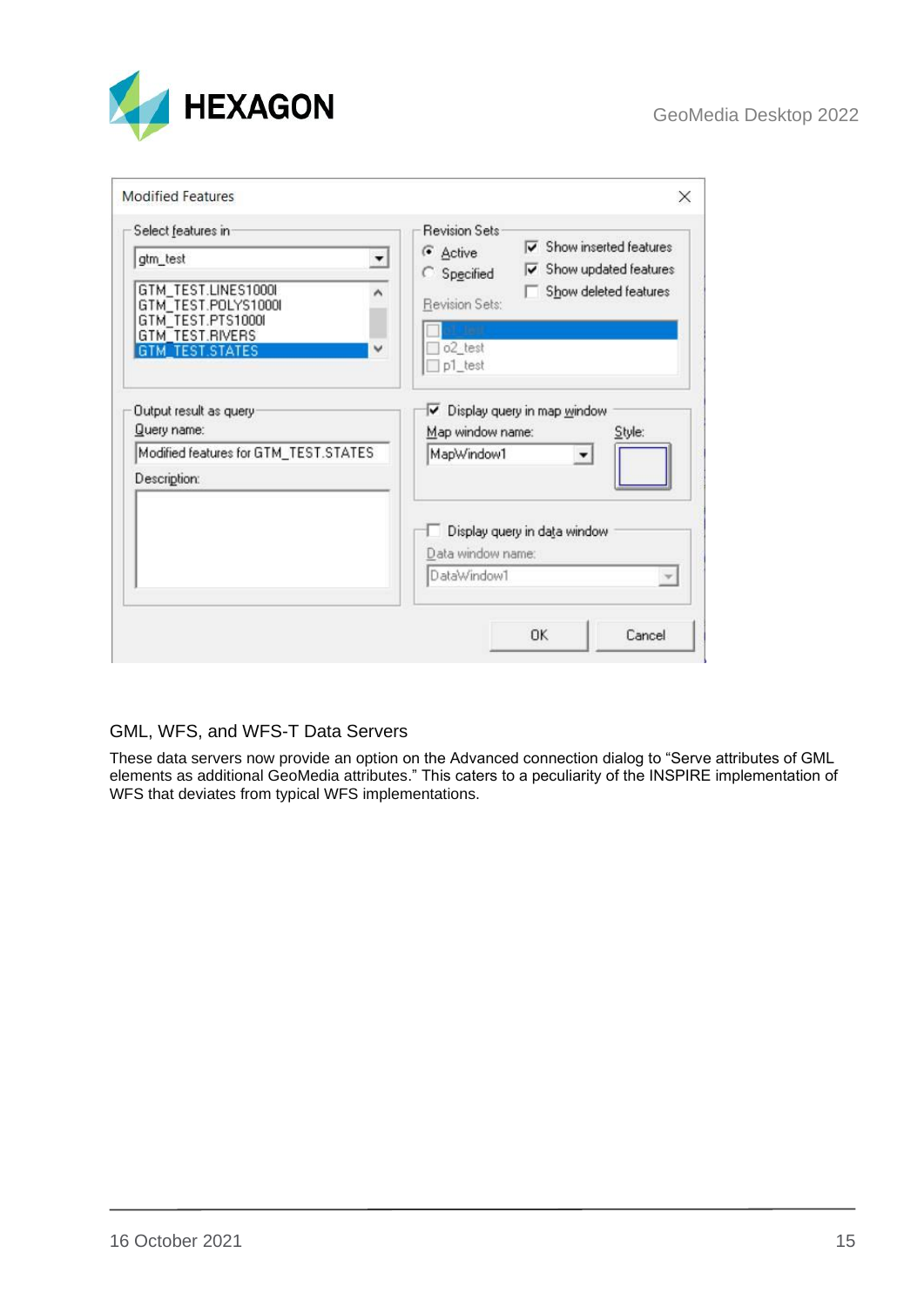## GML, WFS, and WFS-T Data Servers

These data servers now provide an option on the Advanced connection dialog to “Serve attributes of GML elements as additional GeoMedia attributes.” This caters to a peculiarity of the INSPIRE implementation of WFS that deviates from typical WFS implementations.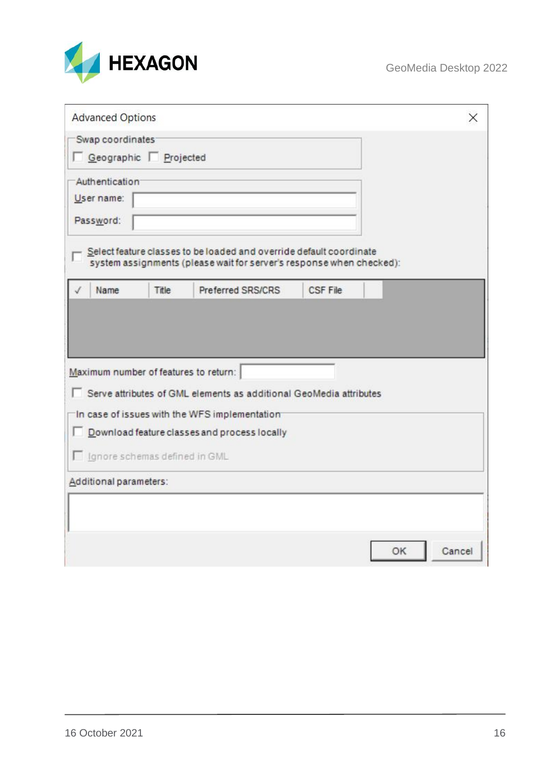**Advanced Options**

Swap coordinates

- [ ] Geographic
- [ ] Projected

Authentication

User name:

Password:

- [ ] Select feature classes to be loaded and override default coordinate system assignments (please wait for server's response when checked):

| ✓ | Name | Title | Preferred SRS/CRS | CSF File |
|---|---|---|---|---|

Maximum number of features to return:

- [ ] Serve attributes of GML elements as additional GeoMedia attributes

In case of issues with the WFS implementation

- [ ] Download feature classes and process locally
- [ ] Ignore schemas defined in GML

Additional parameters:

OK | Cancel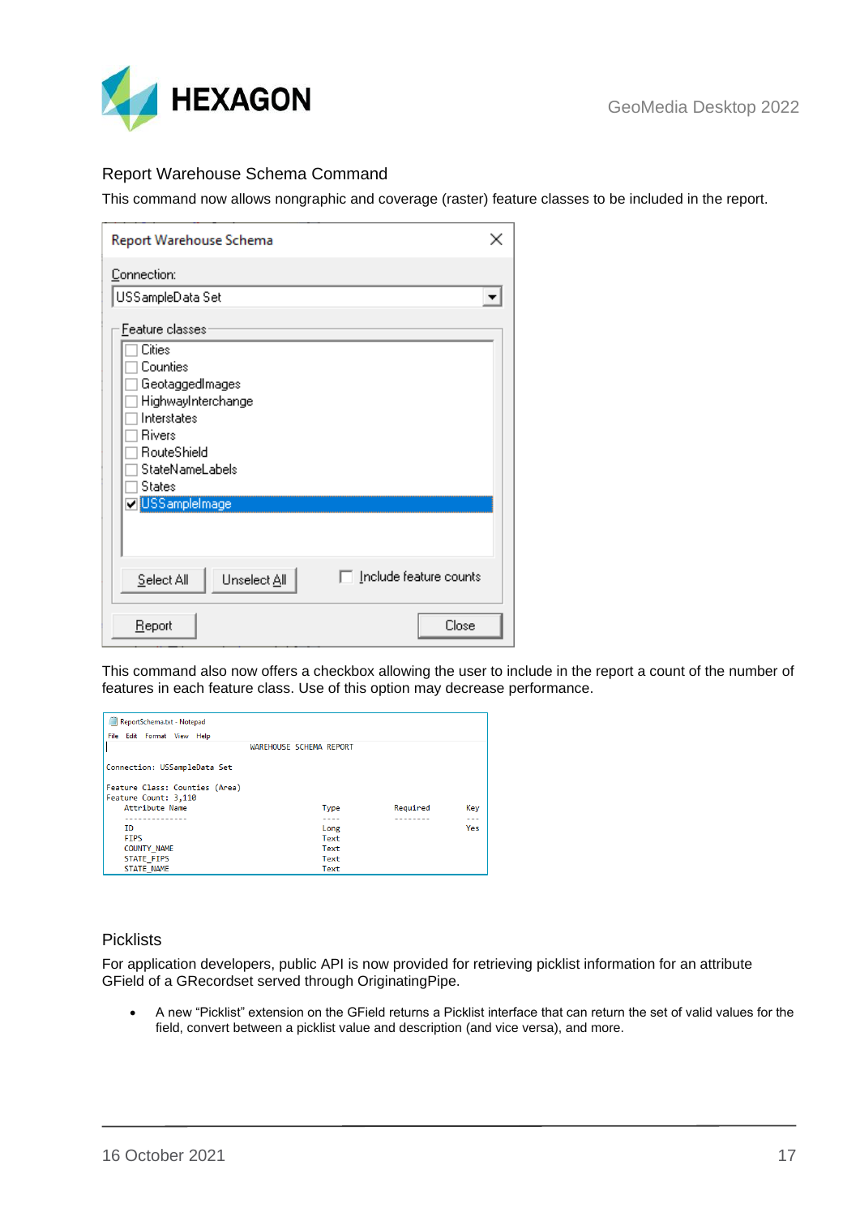## Report Warehouse Schema Command

This command now allows nongraphic and coverage (raster) feature classes to be included in the report.

This command also now offers a checkbox allowing the user to include in the report a count of the number of features in each feature class. Use of this option may decrease performance.

## Picklists

For application developers, public API is now provided for retrieving picklist information for an attribute GField of a GRecordset served through OriginatingPipe.

- A new "Picklist" extension on the GField returns a Picklist interface that can return the set of valid values for the field, convert between a picklist value and description (and vice versa), and more.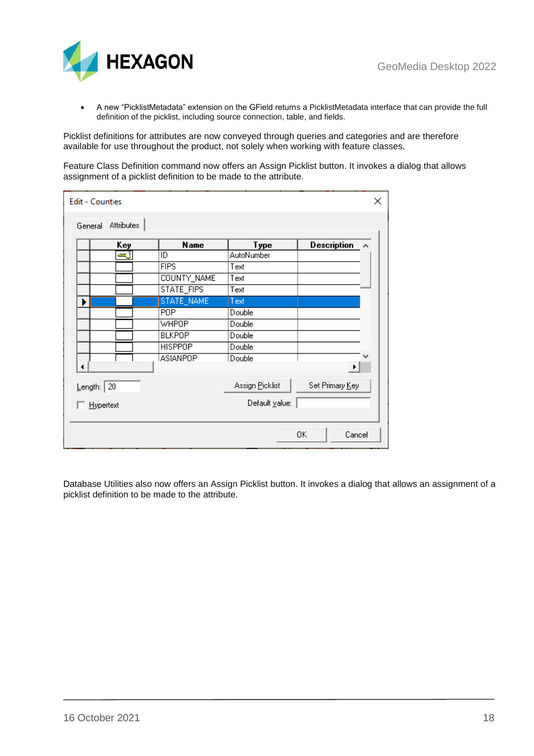- A new "PicklistMetadata" extension on the GField returns a PicklistMetadata interface that can provide the full definition of the picklist, including source connection, table, and fields.

Picklist definitions for attributes are now conveyed through queries and categories and are therefore available for use throughout the product, not solely when working with feature classes.

Feature Class Definition command now offers an Assign Picklist button. It invokes a dialog that allows assignment of a picklist definition to be made to the attribute.

Database Utilities also now offers an Assign Picklist button. It invokes a dialog that allows an assignment of a picklist definition to be made to the attribute.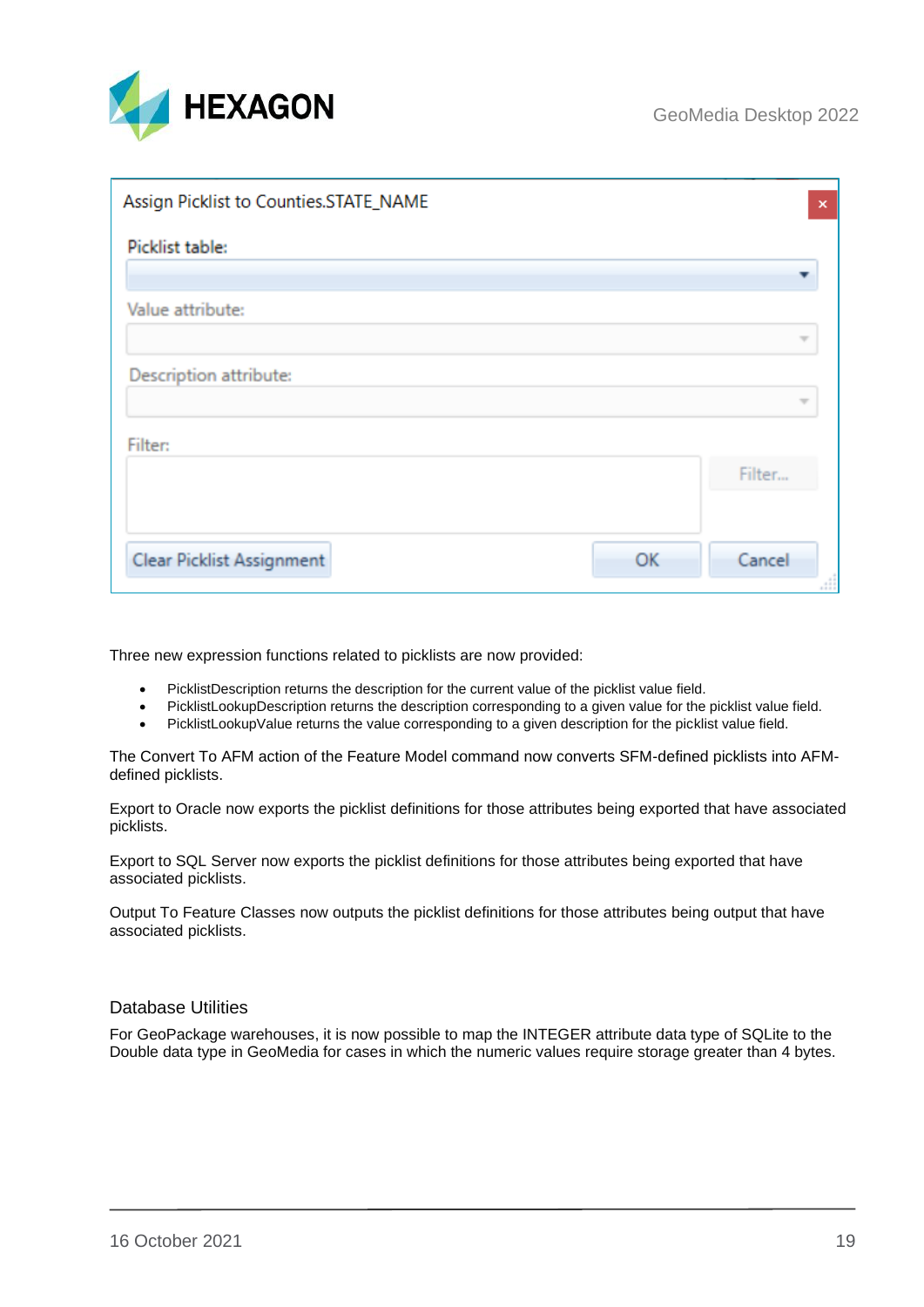Three new expression functions related to picklists are now provided:

- PicklistDescription returns the description for the current value of the picklist value field.
- PicklistLookupDescription returns the description corresponding to a given value for the picklist value field.
- PicklistLookupValue returns the value corresponding to a given description for the picklist value field.

The Convert To AFM action of the Feature Model command now converts SFM-defined picklists into AFM-defined picklists.

Export to Oracle now exports the picklist definitions for those attributes being exported that have associated picklists.

Export to SQL Server now exports the picklist definitions for those attributes being exported that have associated picklists.

Output To Feature Classes now outputs the picklist definitions for those attributes being output that have associated picklists.

## Database Utilities

For GeoPackage warehouses, it is now possible to map the INTEGER attribute data type of SQLite to the Double data type in GeoMedia for cases in which the numeric values require storage greater than 4 bytes.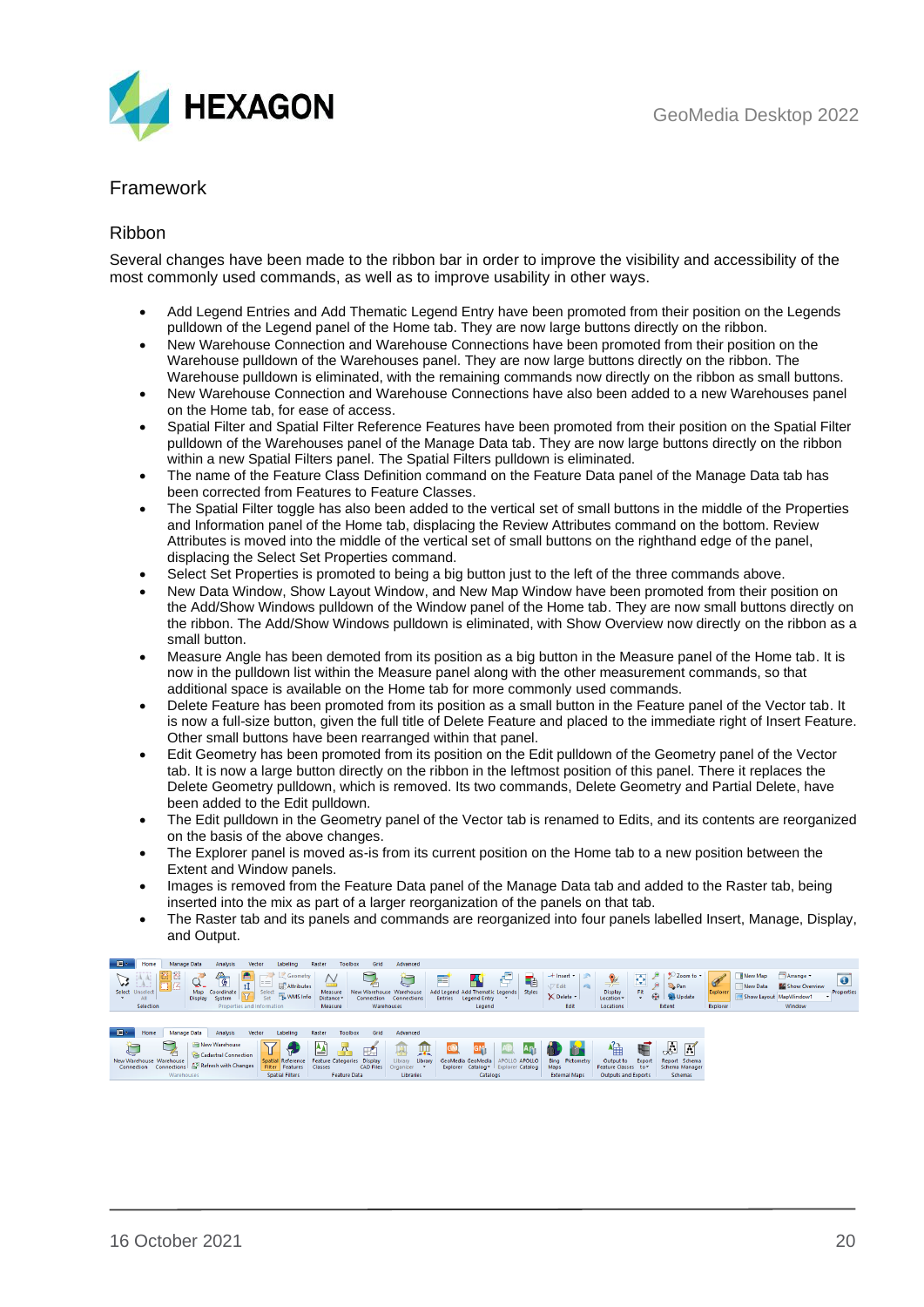## Framework

### Ribbon

Several changes have been made to the ribbon bar in order to improve the visibility and accessibility of the most commonly used commands, as well as to improve usability in other ways.

- Add Legend Entries and Add Thematic Legend Entry have been promoted from their position on the Legends pulldown of the Legend panel of the Home tab. They are now large buttons directly on the ribbon.
- New Warehouse Connection and Warehouse Connections have been promoted from their position on the Warehouse pulldown of the Warehouses panel. They are now large buttons directly on the ribbon. The Warehouse pulldown is eliminated, with the remaining commands now directly on the ribbon as small buttons.
- New Warehouse Connection and Warehouse Connections have also been added to a new Warehouses panel on the Home tab, for ease of access.
- Spatial Filter and Spatial Filter Reference Features have been promoted from their position on the Spatial Filter pulldown of the Warehouses panel of the Manage Data tab. They are now large buttons directly on the ribbon within a new Spatial Filters panel. The Spatial Filters pulldown is eliminated.
- The name of the Feature Class Definition command on the Feature Data panel of the Manage Data tab has been corrected from Features to Feature Classes.
- The Spatial Filter toggle has also been added to the vertical set of small buttons in the middle of the Properties and Information panel of the Home tab, displacing the Review Attributes command on the bottom. Review Attributes is moved into the middle of the vertical set of small buttons on the righthand edge of the panel, displacing the Select Set Properties command.
- Select Set Properties is promoted to being a big button just to the left of the three commands above.
- New Data Window, Show Layout Window, and New Map Window have been promoted from their position on the Add/Show Windows pulldown of the Window panel of the Home tab. They are now small buttons directly on the ribbon. The Add/Show Windows pulldown is eliminated, with Show Overview now directly on the ribbon as a small button.
- Measure Angle has been demoted from its position as a big button in the Measure panel of the Home tab. It is now in the pulldown list within the Measure panel along with the other measurement commands, so that additional space is available on the Home tab for more commonly used commands.
- Delete Feature has been promoted from its position as a small button in the Feature panel of the Vector tab. It is now a full-size button, given the full title of Delete Feature and placed to the immediate right of Insert Feature. Other small buttons have been rearranged within that panel.
- Edit Geometry has been promoted from its position on the Edit pulldown of the Geometry panel of the Vector tab. It is now a large button directly on the ribbon in the leftmost position of this panel. There it replaces the Delete Geometry pulldown, which is removed. Its two commands, Delete Geometry and Partial Delete, have been added to the Edit pulldown.
- The Edit pulldown in the Geometry panel of the Vector tab is renamed to Edits, and its contents are reorganized on the basis of the above changes.
- The Explorer panel is moved as-is from its current position on the Home tab to a new position between the Extent and Window panels.
- Images is removed from the Feature Data panel of the Manage Data tab and added to the Raster tab, being inserted into the mix as part of a larger reorganization of the panels on that tab.
- The Raster tab and its panels and commands are reorganized into four panels labelled Insert, Manage, Display, and Output.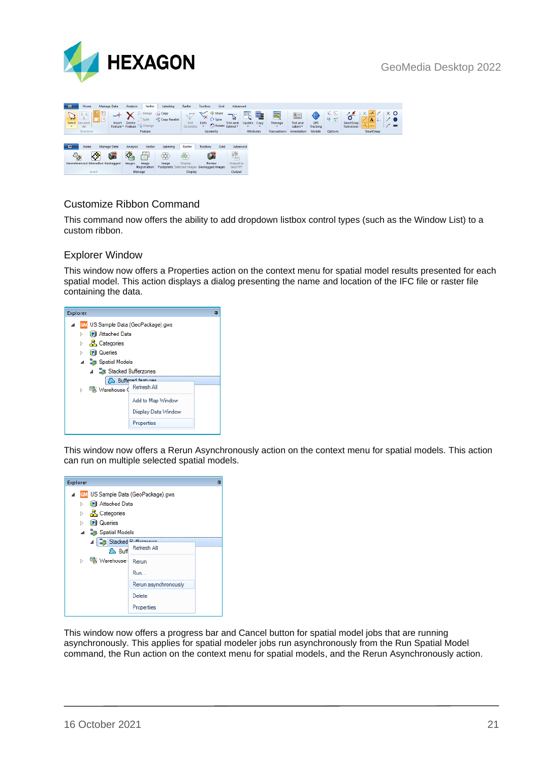## Customize Ribbon Command

This command now offers the ability to add dropdown listbox control types (such as the Window List) to a custom ribbon.

## Explorer Window

This window now offers a Properties action on the context menu for spatial model results presented for each spatial model. This action displays a dialog presenting the name and location of the IFC file or raster file containing the data.

This window now offers a Rerun Asynchronously action on the context menu for spatial models. This action can run on multiple selected spatial models.

This window now offers a progress bar and Cancel button for spatial model jobs that are running asynchronously. This applies for spatial modeler jobs run asynchronously from the Run Spatial Model command, the Run action on the context menu for spatial models, and the Rerun Asynchronously action.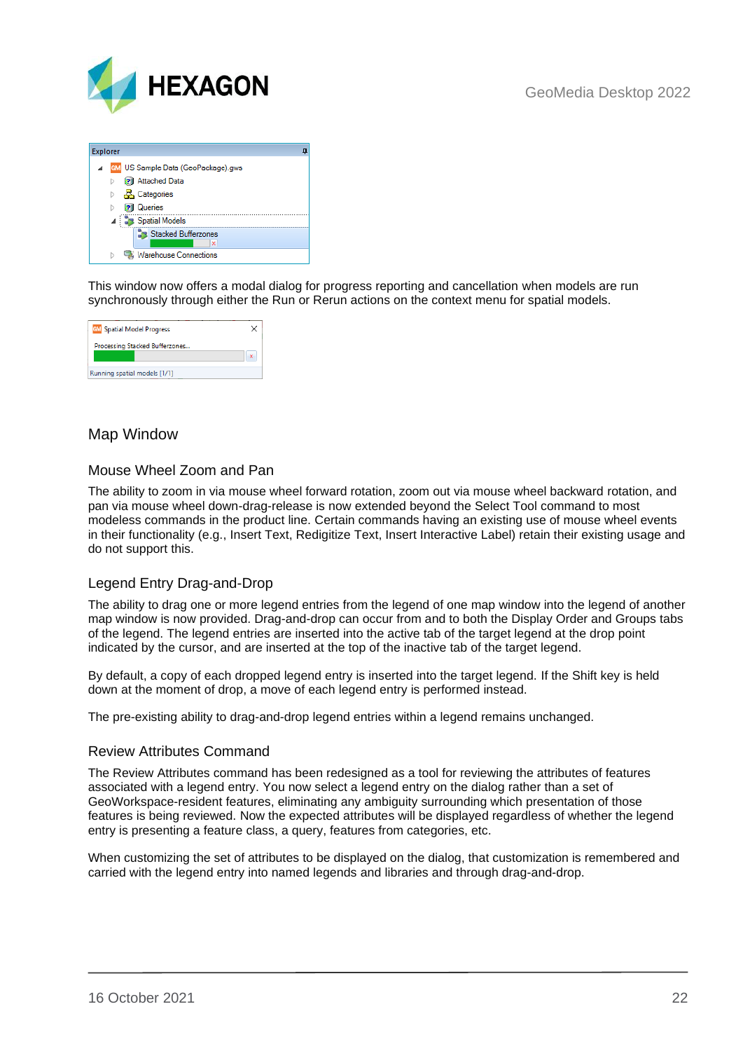This window now offers a modal dialog for progress reporting and cancellation when models are run synchronously through either the Run or Rerun actions on the context menu for spatial models.

## Map Window

### Mouse Wheel Zoom and Pan

The ability to zoom in via mouse wheel forward rotation, zoom out via mouse wheel backward rotation, and pan via mouse wheel down-drag-release is now extended beyond the Select Tool command to most modeless commands in the product line. Certain commands having an existing use of mouse wheel events in their functionality (e.g., Insert Text, Redigitize Text, Insert Interactive Label) retain their existing usage and do not support this.

### Legend Entry Drag-and-Drop

The ability to drag one or more legend entries from the legend of one map window into the legend of another map window is now provided. Drag-and-drop can occur from and to both the Display Order and Groups tabs of the legend. The legend entries are inserted into the active tab of the target legend at the drop point indicated by the cursor, and are inserted at the top of the inactive tab of the target legend.

By default, a copy of each dropped legend entry is inserted into the target legend. If the Shift key is held down at the moment of drop, a move of each legend entry is performed instead.

The pre-existing ability to drag-and-drop legend entries within a legend remains unchanged.

### Review Attributes Command

The Review Attributes command has been redesigned as a tool for reviewing the attributes of features associated with a legend entry. You now select a legend entry on the dialog rather than a set of GeoWorkspace-resident features, eliminating any ambiguity surrounding which presentation of those features is being reviewed. Now the expected attributes will be displayed regardless of whether the legend entry is presenting a feature class, a query, features from categories, etc.

When customizing the set of attributes to be displayed on the dialog, that customization is remembered and carried with the legend entry into named legends and libraries and through drag-and-drop.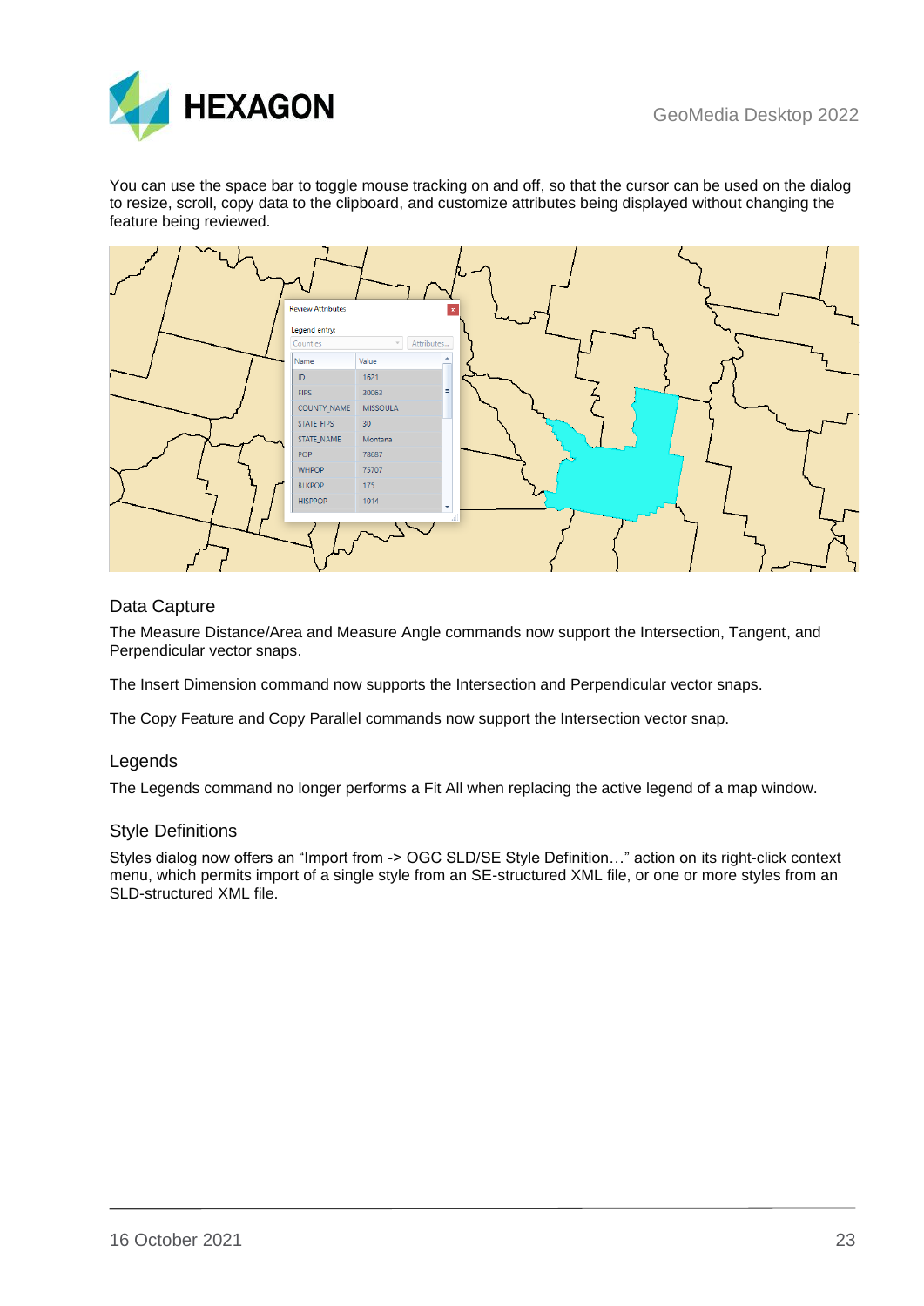You can use the space bar to toggle mouse tracking on and off, so that the cursor can be used on the dialog to resize, scroll, copy data to the clipboard, and customize attributes being displayed without changing the feature being reviewed.

## Data Capture

The Measure Distance/Area and Measure Angle commands now support the Intersection, Tangent, and Perpendicular vector snaps.

The Insert Dimension command now supports the Intersection and Perpendicular vector snaps.

The Copy Feature and Copy Parallel commands now support the Intersection vector snap.

## Legends

The Legends command no longer performs a Fit All when replacing the active legend of a map window.

## Style Definitions

Styles dialog now offers an "Import from -> OGC SLD/SE Style Definition…" action on its right-click context menu, which permits import of a single style from an SE-structured XML file, or one or more styles from an SLD-structured XML file.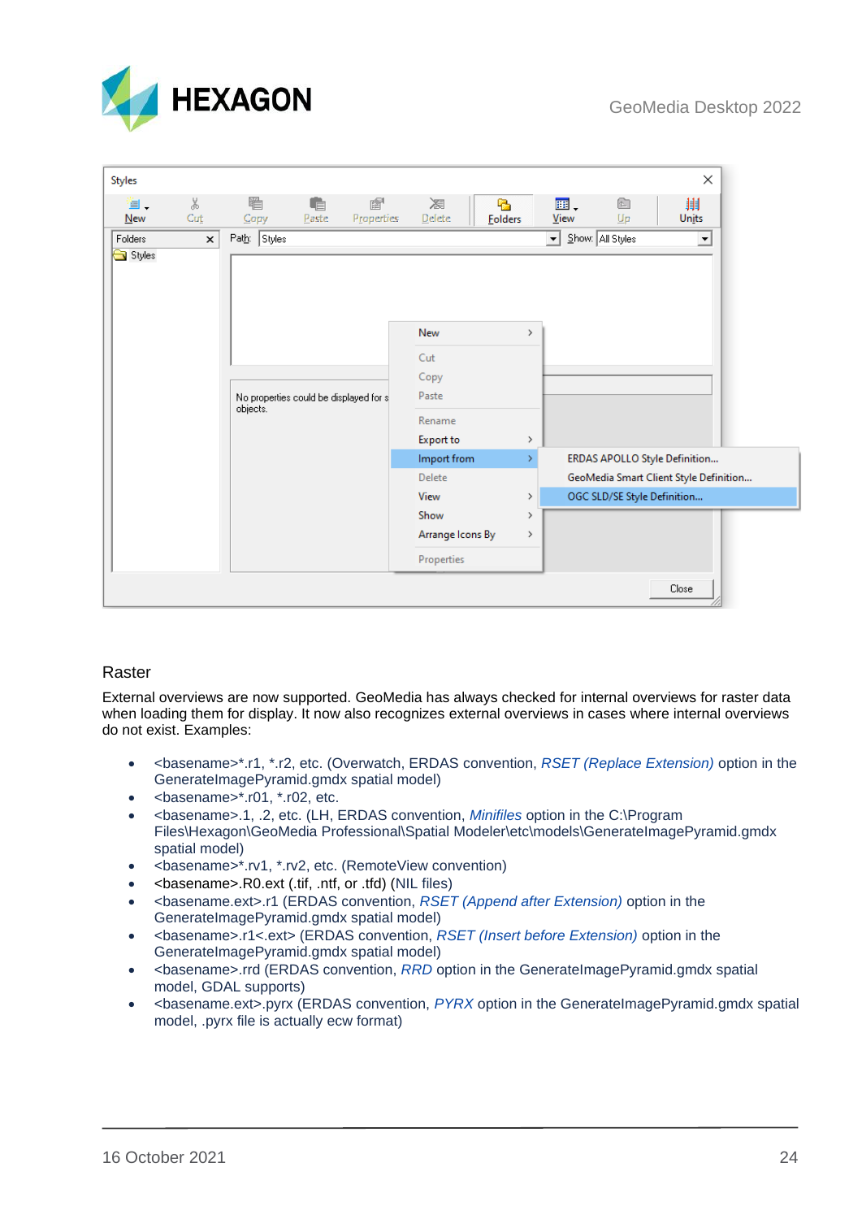## Raster

External overviews are now supported. GeoMedia has always checked for internal overviews for raster data when loading them for display. It now also recognizes external overviews in cases where internal overviews do not exist. Examples:

- <basename>*.r1, *.r2, etc. (Overwatch, ERDAS convention, *RSET (Replace Extension)* option in the GenerateImagePyramid.gmdx spatial model)
- <basename>*.r01, *.r02, etc.
- <basename>.1, .2, etc. (LH, ERDAS convention, *Minifiles* option in the C:\Program Files\Hexagon\GeoMedia Professional\Spatial Modeler\etc\models\GenerateImagePyramid.gmdx spatial model)
- <basename>*.rv1, *.rv2, etc. (RemoteView convention)
- <basename>.R0.ext (.tif, .ntf, or .tfd) (NIL files)
- <basename.ext>.r1 (ERDAS convention, *RSET (Append after Extension)* option in the GenerateImagePyramid.gmdx spatial model)
- <basename>.r1<.ext> (ERDAS convention, *RSET (Insert before Extension)* option in the GenerateImagePyramid.gmdx spatial model)
- <basename>.rrd (ERDAS convention, *RRD* option in the GenerateImagePyramid.gmdx spatial model, GDAL supports)
- <basename.ext>.pyrx (ERDAS convention, *PYRX* option in the GenerateImagePyramid.gmdx spatial model, .pyrx file is actually ecw format)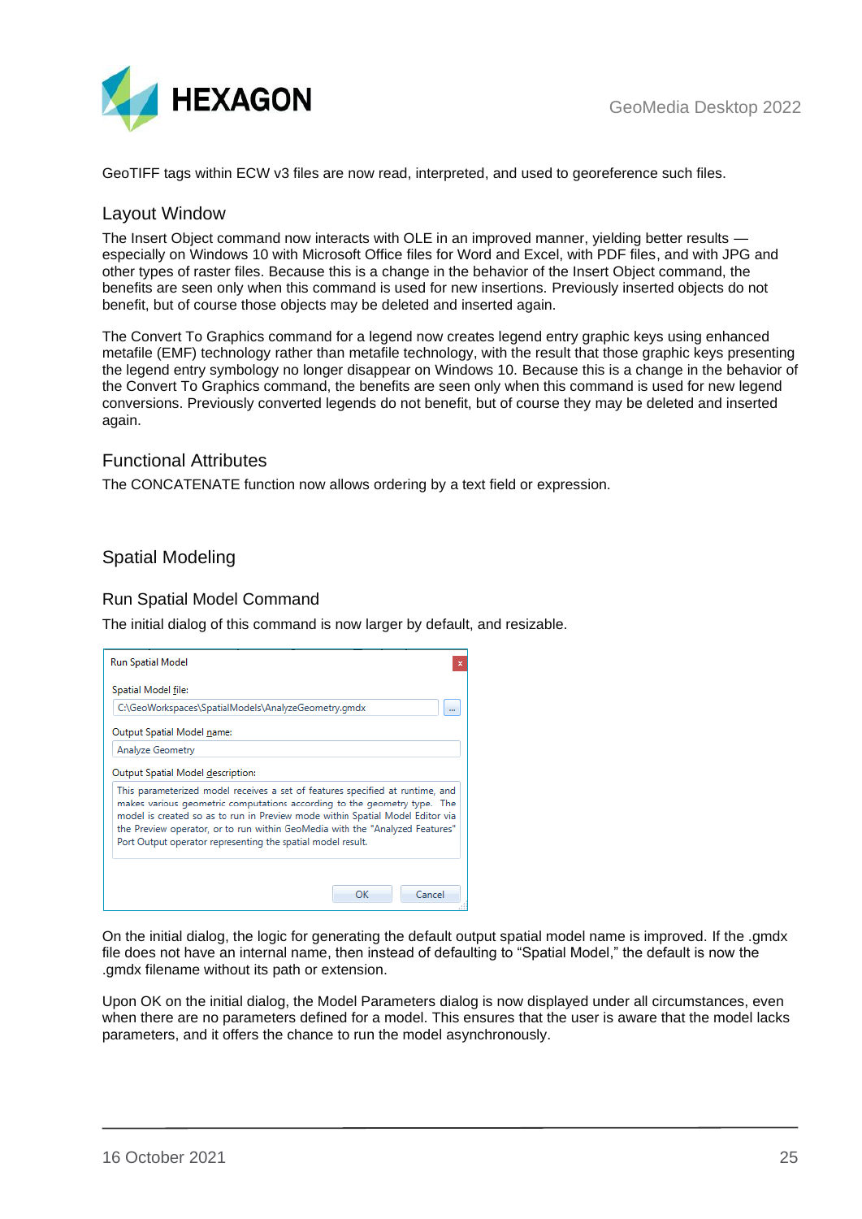GeoTIFF tags within ECW v3 files are now read, interpreted, and used to georeference such files.

### Layout Window

The Insert Object command now interacts with OLE in an improved manner, yielding better results — especially on Windows 10 with Microsoft Office files for Word and Excel, with PDF files, and with JPG and other types of raster files. Because this is a change in the behavior of the Insert Object command, the benefits are seen only when this command is used for new insertions. Previously inserted objects do not benefit, but of course those objects may be deleted and inserted again.

The Convert To Graphics command for a legend now creates legend entry graphic keys using enhanced metafile (EMF) technology rather than metafile technology, with the result that those graphic keys presenting the legend entry symbology no longer disappear on Windows 10. Because this is a change in the behavior of the Convert To Graphics command, the benefits are seen only when this command is used for new legend conversions. Previously converted legends do not benefit, but of course they may be deleted and inserted again.

### Functional Attributes

The CONCATENATE function now allows ordering by a text field or expression.

## Spatial Modeling

### Run Spatial Model Command

The initial dialog of this command is now larger by default, and resizable.

On the initial dialog, the logic for generating the default output spatial model name is improved. If the .gmdx file does not have an internal name, then instead of defaulting to “Spatial Model,” the default is now the .gmdx filename without its path or extension.

Upon OK on the initial dialog, the Model Parameters dialog is now displayed under all circumstances, even when there are no parameters defined for a model. This ensures that the user is aware that the model lacks parameters, and it offers the chance to run the model asynchronously.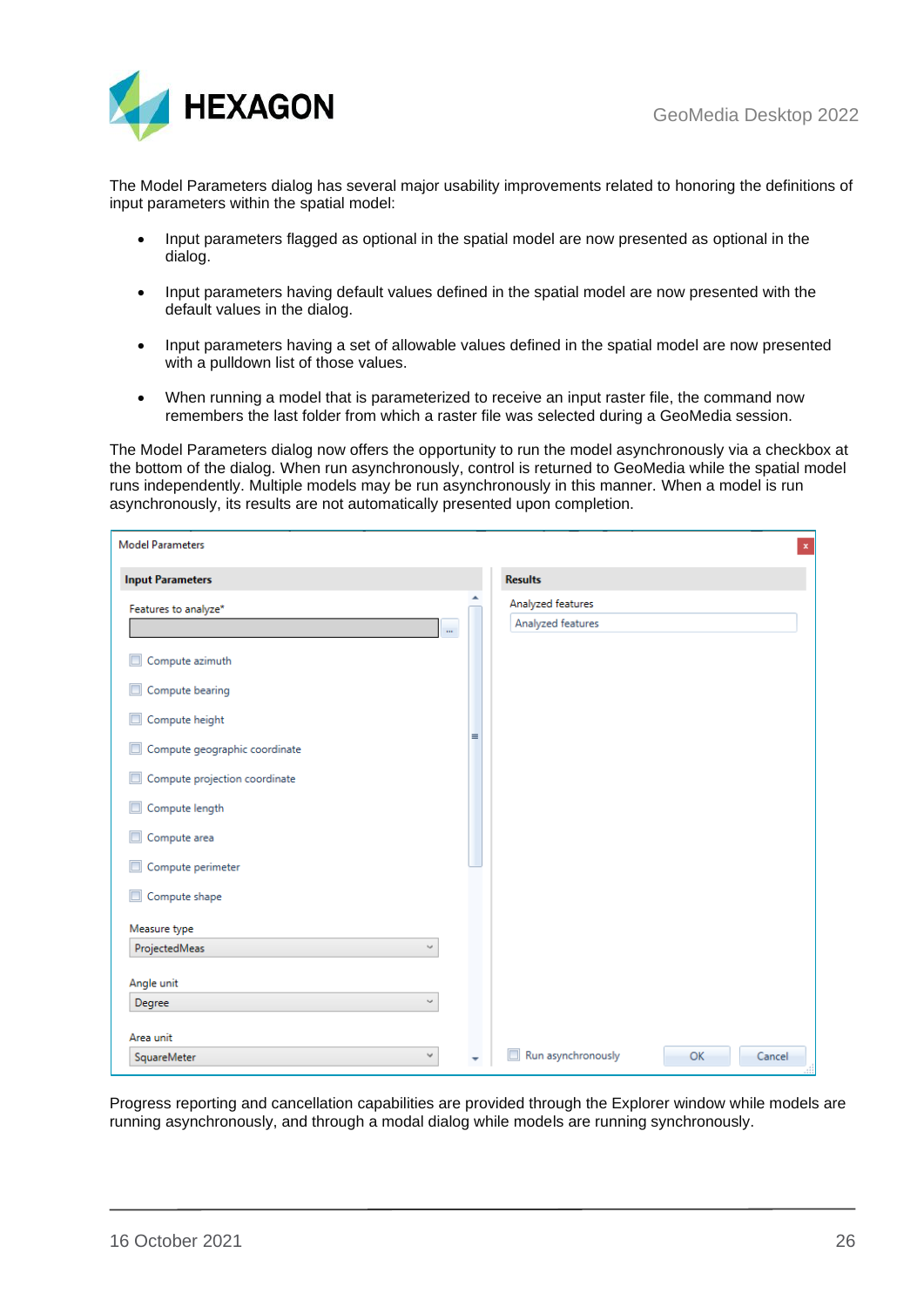The Model Parameters dialog has several major usability improvements related to honoring the definitions of input parameters within the spatial model:

- Input parameters flagged as optional in the spatial model are now presented as optional in the dialog.
- Input parameters having default values defined in the spatial model are now presented with the default values in the dialog.
- Input parameters having a set of allowable values defined in the spatial model are now presented with a pulldown list of those values.
- When running a model that is parameterized to receive an input raster file, the command now remembers the last folder from which a raster file was selected during a GeoMedia session.

The Model Parameters dialog now offers the opportunity to run the model asynchronously via a checkbox at the bottom of the dialog. When run asynchronously, control is returned to GeoMedia while the spatial model runs independently. Multiple models may be run asynchronously in this manner. When a model is run asynchronously, its results are not automatically presented upon completion.

Progress reporting and cancellation capabilities are provided through the Explorer window while models are running asynchronously, and through a modal dialog while models are running synchronously.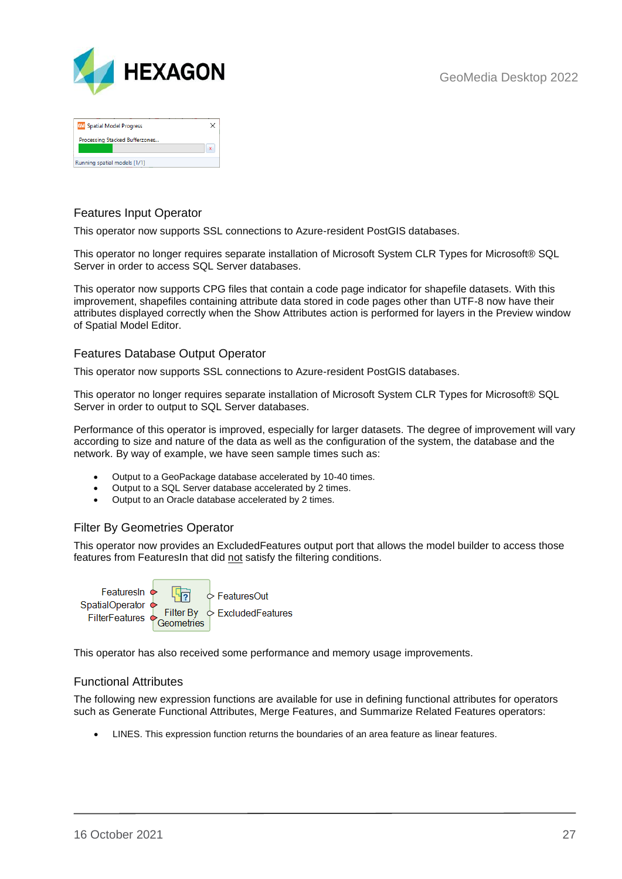### Features Input Operator

This operator now supports SSL connections to Azure-resident PostGIS databases.

This operator no longer requires separate installation of Microsoft System CLR Types for Microsoft® SQL Server in order to access SQL Server databases.

This operator now supports CPG files that contain a code page indicator for shapefile datasets. With this improvement, shapefiles containing attribute data stored in code pages other than UTF-8 now have their attributes displayed correctly when the Show Attributes action is performed for layers in the Preview window of Spatial Model Editor.

### Features Database Output Operator

This operator now supports SSL connections to Azure-resident PostGIS databases.

This operator no longer requires separate installation of Microsoft System CLR Types for Microsoft® SQL Server in order to output to SQL Server databases.

Performance of this operator is improved, especially for larger datasets. The degree of improvement will vary according to size and nature of the data as well as the configuration of the system, the database and the network. By way of example, we have seen sample times such as:

- Output to a GeoPackage database accelerated by 10-40 times.
- Output to a SQL Server database accelerated by 2 times.
- Output to an Oracle database accelerated by 2 times.

### Filter By Geometries Operator

This operator now provides an ExcludedFeatures output port that allows the model builder to access those features from FeaturesIn that did not satisfy the filtering conditions.

This operator has also received some performance and memory usage improvements.

### Functional Attributes

The following new expression functions are available for use in defining functional attributes for operators such as Generate Functional Attributes, Merge Features, and Summarize Related Features operators:

- LINES. This expression function returns the boundaries of an area feature as linear features.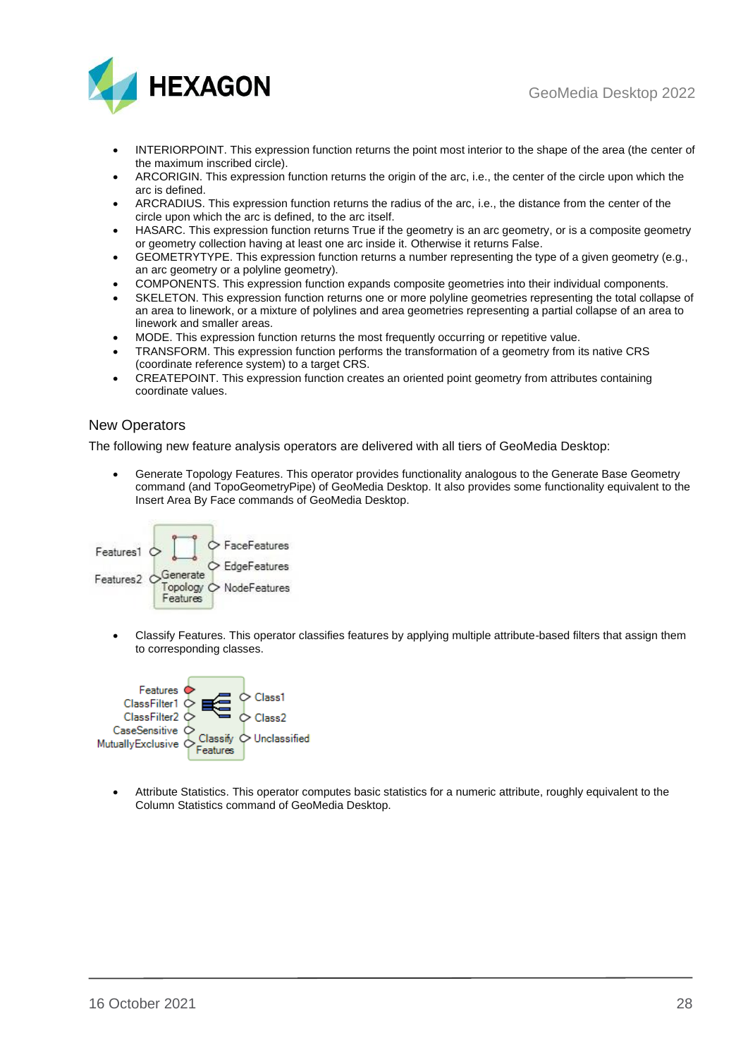- INTERIORPOINT. This expression function returns the point most interior to the shape of the area (the center of the maximum inscribed circle).
- ARCORIGIN. This expression function returns the origin of the arc, i.e., the center of the circle upon which the arc is defined.
- ARCRADIUS. This expression function returns the radius of the arc, i.e., the distance from the center of the circle upon which the arc is defined, to the arc itself.
- HASARC. This expression function returns True if the geometry is an arc geometry, or is a composite geometry or geometry collection having at least one arc inside it. Otherwise it returns False.
- GEOMETRYTYPE. This expression function returns a number representing the type of a given geometry (e.g., an arc geometry or a polyline geometry).
- COMPONENTS. This expression function expands composite geometries into their individual components.
- SKELETON. This expression function returns one or more polyline geometries representing the total collapse of an area to linework, or a mixture of polylines and area geometries representing a partial collapse of an area to linework and smaller areas.
- MODE. This expression function returns the most frequently occurring or repetitive value.
- TRANSFORM. This expression function performs the transformation of a geometry from its native CRS (coordinate reference system) to a target CRS.
- CREATEPOINT. This expression function creates an oriented point geometry from attributes containing coordinate values.

## New Operators

The following new feature analysis operators are delivered with all tiers of GeoMedia Desktop:

- Generate Topology Features. This operator provides functionality analogous to the Generate Base Geometry command (and TopoGeometryPipe) of GeoMedia Desktop. It also provides some functionality equivalent to the Insert Area By Face commands of GeoMedia Desktop.

- Classify Features. This operator classifies features by applying multiple attribute-based filters that assign them to corresponding classes.

- Attribute Statistics. This operator computes basic statistics for a numeric attribute, roughly equivalent to the Column Statistics command of GeoMedia Desktop.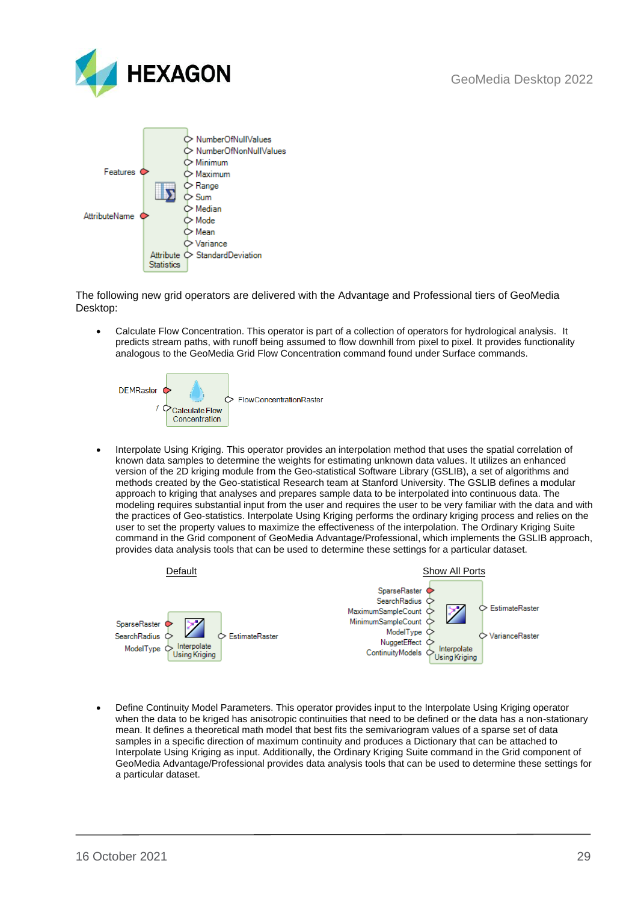The following new grid operators are delivered with the Advantage and Professional tiers of GeoMedia Desktop:

- Calculate Flow Concentration. This operator is part of a collection of operators for hydrological analysis. It predicts stream paths, with runoff being assumed to flow downhill from pixel to pixel. It provides functionality analogous to the GeoMedia Grid Flow Concentration command found under Surface commands.

- Interpolate Using Kriging. This operator provides an interpolation method that uses the spatial correlation of known data samples to determine the weights for estimating unknown data values. It utilizes an enhanced version of the 2D kriging module from the Geo-statistical Software Library (GSLIB), a set of algorithms and methods created by the Geo-statistical Research team at Stanford University. The GSLIB defines a modular approach to kriging that analyses and prepares sample data to be interpolated into continuous data. The modeling requires substantial input from the user and requires the user to be very familiar with the data and with the practices of Geo-statistics. Interpolate Using Kriging performs the ordinary kriging process and relies on the user to set the property values to maximize the effectiveness of the interpolation. The Ordinary Kriging Suite command in the Grid component of GeoMedia Advantage/Professional, which implements the GSLIB approach, provides data analysis tools that can be used to determine these settings for a particular dataset.

- Define Continuity Model Parameters. This operator provides input to the Interpolate Using Kriging operator when the data to be kriged has anisotropic continuities that need to be defined or the data has a non-stationary mean. It defines a theoretical math model that best fits the semivariogram values of a sparse set of data samples in a specific direction of maximum continuity and produces a Dictionary that can be attached to Interpolate Using Kriging as input. Additionally, the Ordinary Kriging Suite command in the Grid component of GeoMedia Advantage/Professional provides data analysis tools that can be used to determine these settings for a particular dataset.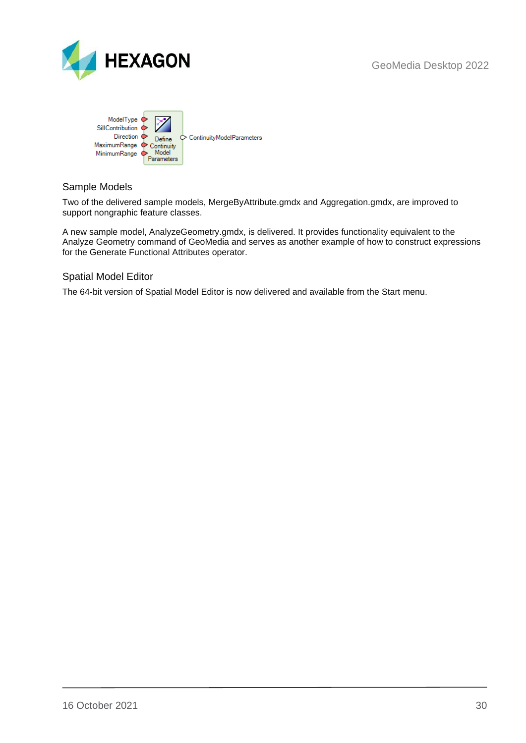## Sample Models

Two of the delivered sample models, MergeByAttribute.gmdx and Aggregation.gmdx, are improved to support nongraphic feature classes.

A new sample model, AnalyzeGeometry.gmdx, is delivered. It provides functionality equivalent to the Analyze Geometry command of GeoMedia and serves as another example of how to construct expressions for the Generate Functional Attributes operator.

## Spatial Model Editor

The 64-bit version of Spatial Model Editor is now delivered and available from the Start menu.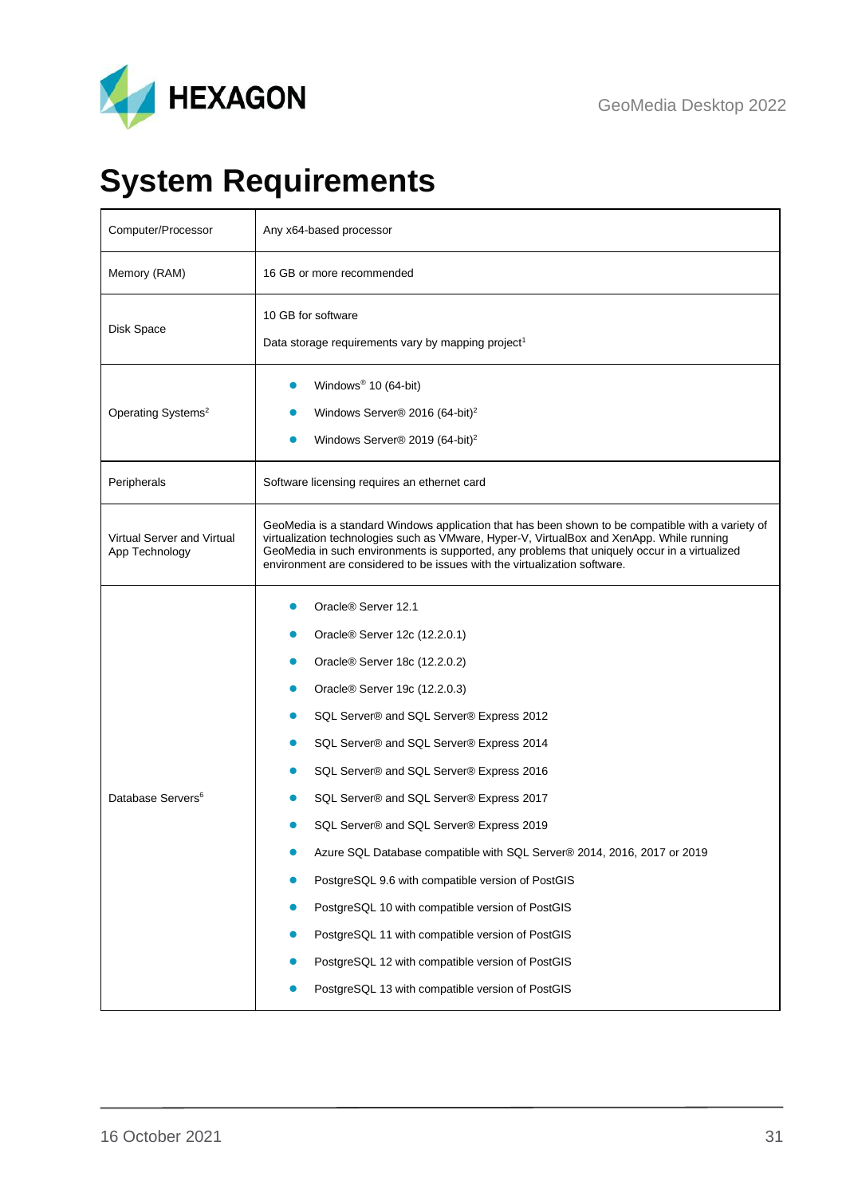# System Requirements

| | |
|---|---|
| Computer/Processor | Any x64-based processor |
| Memory (RAM) | 16 GB or more recommended |
| Disk Space | 10 GB for software<br><br>Data storage requirements vary by mapping project[1] |
| Operating Systems[2] | • Windows® 10 (64-bit)<br>• Windows Server® 2016 (64-bit)[2]<br>• Windows Server® 2019 (64-bit)[2] |
| Peripherals | Software licensing requires an ethernet card |
| Virtual Server and Virtual App Technology | GeoMedia is a standard Windows application that has been shown to be compatible with a variety of virtualization technologies such as VMware, Hyper-V, VirtualBox and XenApp. While running GeoMedia in such environments is supported, any problems that uniquely occur in a virtualized environment are considered to be issues with the virtualization software. |
| Database Servers[6] | • Oracle® Server 12.1<br>• Oracle® Server 12c (12.2.0.1)<br>• Oracle® Server 18c (12.2.0.2)<br>• Oracle® Server 19c (12.2.0.3)<br>• SQL Server® and SQL Server® Express 2012<br>• SQL Server® and SQL Server® Express 2014<br>• SQL Server® and SQL Server® Express 2016<br>• SQL Server® and SQL Server® Express 2017<br>• SQL Server® and SQL Server® Express 2019<br>• Azure SQL Database compatible with SQL Server® 2014, 2016, 2017 or 2019<br>• PostgreSQL 9.6 with compatible version of PostGIS<br>• PostgreSQL 10 with compatible version of PostGIS<br>• PostgreSQL 11 with compatible version of PostGIS<br>• PostgreSQL 12 with compatible version of PostGIS<br>• PostgreSQL 13 with compatible version of PostGIS |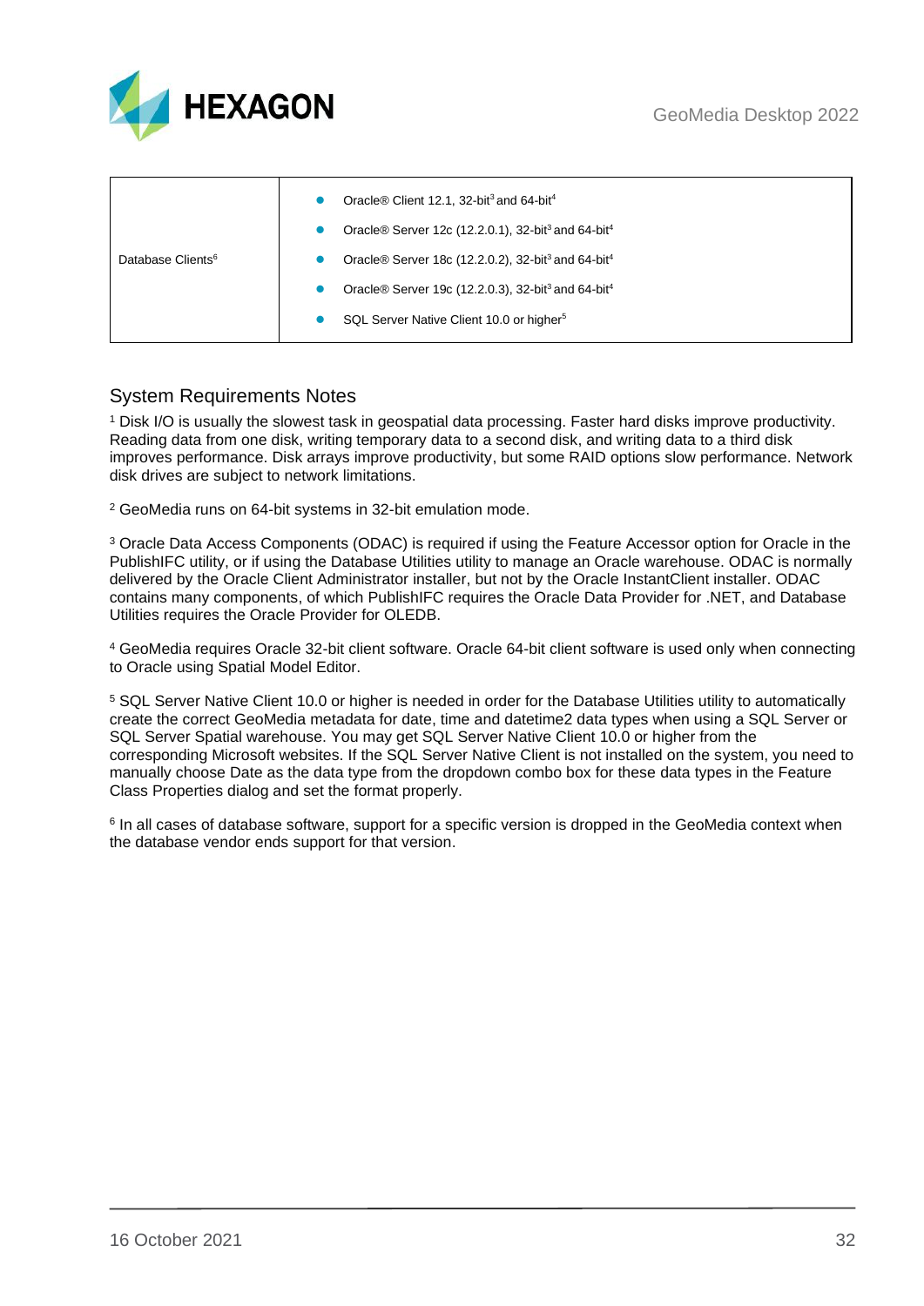| | |
|---|---|
| Database Clients[6] | • Oracle® Client 12.1, 32-bit[3] and 64-bit[4]<br>• Oracle® Server 12c (12.2.0.1), 32-bit[3] and 64-bit[4]<br>• Oracle® Server 18c (12.2.0.2), 32-bit[3] and 64-bit[4]<br>• Oracle® Server 19c (12.2.0.3), 32-bit[3] and 64-bit[4]<br>• SQL Server Native Client 10.0 or higher[5] |

## System Requirements Notes

[1] Disk I/O is usually the slowest task in geospatial data processing. Faster hard disks improve productivity. Reading data from one disk, writing temporary data to a second disk, and writing data to a third disk improves performance. Disk arrays improve productivity, but some RAID options slow performance. Network disk drives are subject to network limitations.

[2] GeoMedia runs on 64-bit systems in 32-bit emulation mode.

[3] Oracle Data Access Components (ODAC) is required if using the Feature Accessor option for Oracle in the PublishIFC utility, or if using the Database Utilities utility to manage an Oracle warehouse. ODAC is normally delivered by the Oracle Client Administrator installer, but not by the Oracle InstantClient installer. ODAC contains many components, of which PublishIFC requires the Oracle Data Provider for .NET, and Database Utilities requires the Oracle Provider for OLEDB.

[4] GeoMedia requires Oracle 32-bit client software. Oracle 64-bit client software is used only when connecting to Oracle using Spatial Model Editor.

[5] SQL Server Native Client 10.0 or higher is needed in order for the Database Utilities utility to automatically create the correct GeoMedia metadata for date, time and datetime2 data types when using a SQL Server or SQL Server Spatial warehouse. You may get SQL Server Native Client 10.0 or higher from the corresponding Microsoft websites. If the SQL Server Native Client is not installed on the system, you need to manually choose Date as the data type from the dropdown combo box for these data types in the Feature Class Properties dialog and set the format properly.

[6] In all cases of database software, support for a specific version is dropped in the GeoMedia context when the database vendor ends support for that version.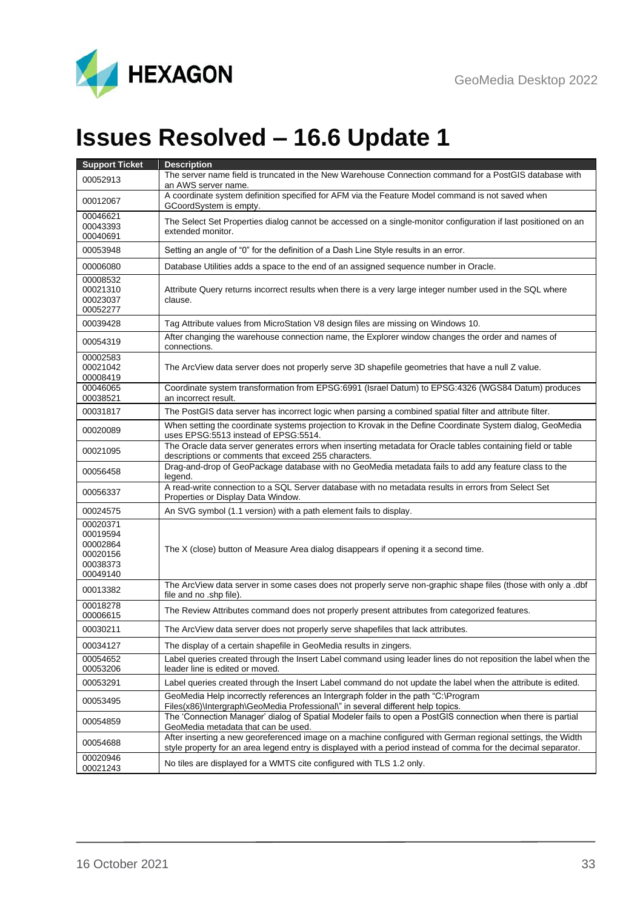# Issues Resolved – 16.6 Update 1

| Support Ticket | Description |
|---|---|
| 00052913 | The server name field is truncated in the New Warehouse Connection command for a PostGIS database with an AWS server name. |
| 00012067 | A coordinate system definition specified for AFM via the Feature Model command is not saved when GCoordSystem is empty. |
| 00046621<br>00043393<br>00040691 | The Select Set Properties dialog cannot be accessed on a single-monitor configuration if last positioned on an extended monitor. |
| 00053948 | Setting an angle of "0" for the definition of a Dash Line Style results in an error. |
| 00006080 | Database Utilities adds a space to the end of an assigned sequence number in Oracle. |
| 00008532<br>00021310<br>00023037<br>00052277 | Attribute Query returns incorrect results when there is a very large integer number used in the SQL where clause. |
| 00039428 | Tag Attribute values from MicroStation V8 design files are missing on Windows 10. |
| 00054319 | After changing the warehouse connection name, the Explorer window changes the order and names of connections. |
| 00002583<br>00021042<br>00008419 | The ArcView data server does not properly serve 3D shapefile geometries that have a null Z value. |
| 00046065<br>00038521 | Coordinate system transformation from EPSG:6991 (Israel Datum) to EPSG:4326 (WGS84 Datum) produces an incorrect result. |
| 00031817 | The PostGIS data server has incorrect logic when parsing a combined spatial filter and attribute filter. |
| 00020089 | When setting the coordinate systems projection to Krovak in the Define Coordinate System dialog, GeoMedia uses EPSG:5513 instead of EPSG:5514. |
| 00021095 | The Oracle data server generates errors when inserting metadata for Oracle tables containing field or table descriptions or comments that exceed 255 characters. |
| 00056458 | Drag-and-drop of GeoPackage database with no GeoMedia metadata fails to add any feature class to the legend. |
| 00056337 | A read-write connection to a SQL Server database with no metadata results in errors from Select Set Properties or Display Data Window. |
| 00024575 | An SVG symbol (1.1 version) with a path element fails to display. |
| 00020371<br>00019594<br>00002864<br>00020156<br>00038373<br>00049140 | The X (close) button of Measure Area dialog disappears if opening it a second time. |
| 00013382 | The ArcView data server in some cases does not properly serve non-graphic shape files (those with only a .dbf file and no .shp file). |
| 00018278<br>00006615 | The Review Attributes command does not properly present attributes from categorized features. |
| 00030211 | The ArcView data server does not properly serve shapefiles that lack attributes. |
| 00034127 | The display of a certain shapefile in GeoMedia results in zingers. |
| 00054652<br>00053206 | Label queries created through the Insert Label command using leader lines do not reposition the label when the leader line is edited or moved. |
| 00053291 | Label queries created through the Insert Label command do not update the label when the attribute is edited. |
| 00053495 | GeoMedia Help incorrectly references an Intergraph folder in the path "C:\Program Files(x86)\Intergraph\GeoMedia Professional\" in several different help topics. |
| 00054859 | The 'Connection Manager' dialog of Spatial Modeler fails to open a PostGIS connection when there is partial GeoMedia metadata that can be used. |
| 00054688 | After inserting a new georeferenced image on a machine configured with German regional settings, the Width style property for an area legend entry is displayed with a period instead of comma for the decimal separator. |
| 00020946<br>00021243 | No tiles are displayed for a WMTS cite configured with TLS 1.2 only. |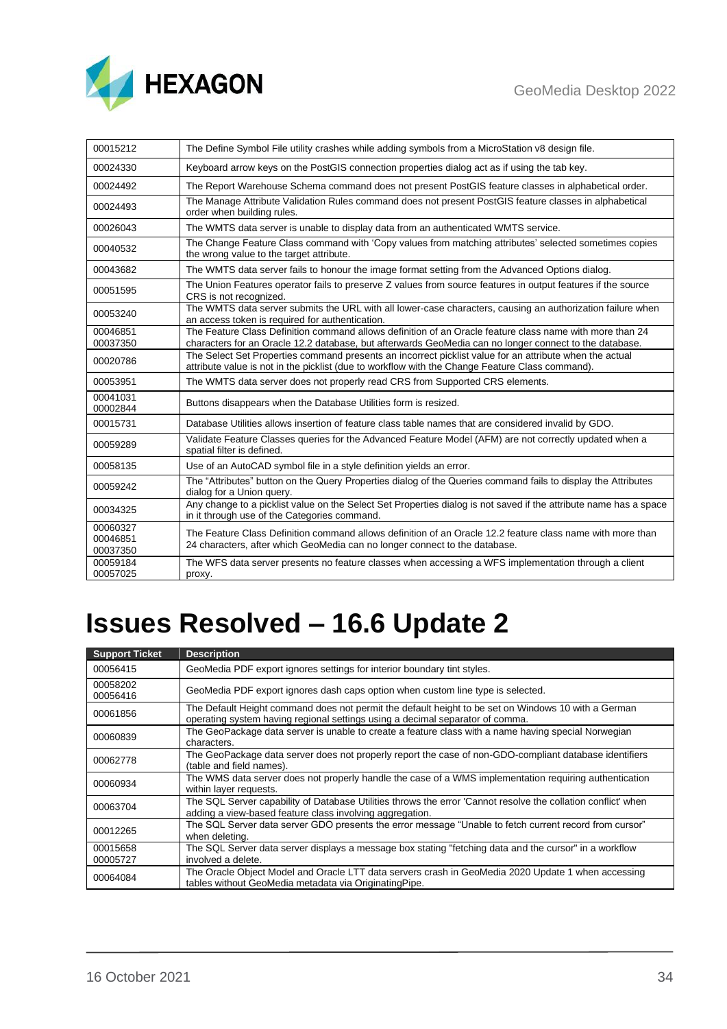| | |
|---|---|
| 00015212 | The Define Symbol File utility crashes while adding symbols from a MicroStation v8 design file. |
| 00024330 | Keyboard arrow keys on the PostGIS connection properties dialog act as if using the tab key. |
| 00024492 | The Report Warehouse Schema command does not present PostGIS feature classes in alphabetical order. |
| 00024493 | The Manage Attribute Validation Rules command does not present PostGIS feature classes in alphabetical order when building rules. |
| 00026043 | The WMTS data server is unable to display data from an authenticated WMTS service. |
| 00040532 | The Change Feature Class command with 'Copy values from matching attributes' selected sometimes copies the wrong value to the target attribute. |
| 00043682 | The WMTS data server fails to honour the image format setting from the Advanced Options dialog. |
| 00051595 | The Union Features operator fails to preserve Z values from source features in output features if the source CRS is not recognized. |
| 00053240 | The WMTS data server submits the URL with all lower-case characters, causing an authorization failure when an access token is required for authentication. |
| 00046851<br>00037350 | The Feature Class Definition command allows definition of an Oracle feature class name with more than 24 characters for an Oracle 12.2 database, but afterwards GeoMedia can no longer connect to the database. |
| 00020786 | The Select Set Properties command presents an incorrect picklist value for an attribute when the actual attribute value is not in the picklist (due to workflow with the Change Feature Class command). |
| 00053951 | The WMTS data server does not properly read CRS from Supported CRS elements. |
| 00041031<br>00002844 | Buttons disappears when the Database Utilities form is resized. |
| 00015731 | Database Utilities allows insertion of feature class table names that are considered invalid by GDO. |
| 00059289 | Validate Feature Classes queries for the Advanced Feature Model (AFM) are not correctly updated when a spatial filter is defined. |
| 00058135 | Use of an AutoCAD symbol file in a style definition yields an error. |
| 00059242 | The "Attributes" button on the Query Properties dialog of the Queries command fails to display the Attributes dialog for a Union query. |
| 00034325 | Any change to a picklist value on the Select Set Properties dialog is not saved if the attribute name has a space in it through use of the Categories command. |
| 00060327<br>00046851<br>00037350 | The Feature Class Definition command allows definition of an Oracle 12.2 feature class name with more than 24 characters, after which GeoMedia can no longer connect to the database. |
| 00059184<br>00057025 | The WFS data server presents no feature classes when accessing a WFS implementation through a client proxy. |

# Issues Resolved – 16.6 Update 2

| Support Ticket | Description |
|---|---|
| 00056415 | GeoMedia PDF export ignores settings for interior boundary tint styles. |
| 00058202<br>00056416 | GeoMedia PDF export ignores dash caps option when custom line type is selected. |
| 00061856 | The Default Height command does not permit the default height to be set on Windows 10 with a German operating system having regional settings using a decimal separator of comma. |
| 00060839 | The GeoPackage data server is unable to create a feature class with a name having special Norwegian characters. |
| 00062778 | The GeoPackage data server does not properly report the case of non-GDO-compliant database identifiers (table and field names). |
| 00060934 | The WMS data server does not properly handle the case of a WMS implementation requiring authentication within layer requests. |
| 00063704 | The SQL Server capability of Database Utilities throws the error 'Cannot resolve the collation conflict' when adding a view-based feature class involving aggregation. |
| 00012265 | The SQL Server data server GDO presents the error message "Unable to fetch current record from cursor" when deleting. |
| 00015658<br>00005727 | The SQL Server data server displays a message box stating "fetching data and the cursor" in a workflow involved a delete. |
| 00064084 | The Oracle Object Model and Oracle LTT data servers crash in GeoMedia 2020 Update 1 when accessing tables without GeoMedia metadata via OriginatingPipe. |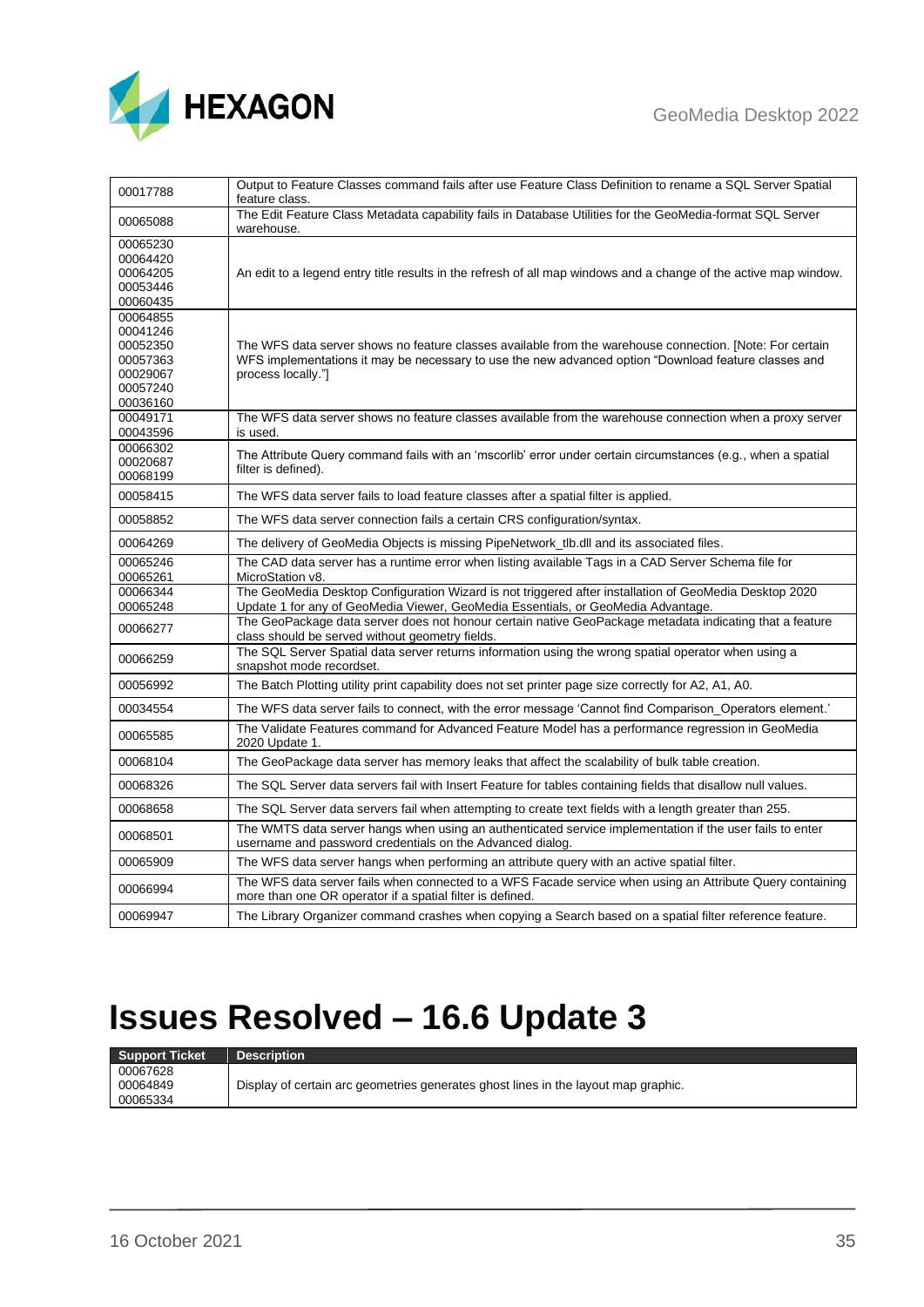| | |
|---|---|
| 00017788 | Output to Feature Classes command fails after use Feature Class Definition to rename a SQL Server Spatial feature class. |
| 00065088 | The Edit Feature Class Metadata capability fails in Database Utilities for the GeoMedia-format SQL Server warehouse. |
| 00065230<br>00064420<br>00064205<br>00053446<br>00060435 | An edit to a legend entry title results in the refresh of all map windows and a change of the active map window. |
| 00064855<br>00041246<br>00052350<br>00057363<br>00029067<br>00057240<br>00036160 | The WFS data server shows no feature classes available from the warehouse connection. [Note: For certain WFS implementations it may be necessary to use the new advanced option "Download feature classes and process locally."] |
| 00049171<br>00043596 | The WFS data server shows no feature classes available from the warehouse connection when a proxy server is used. |
| 00066302<br>00020687<br>00068199 | The Attribute Query command fails with an 'mscorlib' error under certain circumstances (e.g., when a spatial filter is defined). |
| 00058415 | The WFS data server fails to load feature classes after a spatial filter is applied. |
| 00058852 | The WFS data server connection fails a certain CRS configuration/syntax. |
| 00064269 | The delivery of GeoMedia Objects is missing PipeNetwork_tlb.dll and its associated files. |
| 00065246<br>00065261 | The CAD data server has a runtime error when listing available Tags in a CAD Server Schema file for MicroStation v8. |
| 00066344<br>00065248 | The GeoMedia Desktop Configuration Wizard is not triggered after installation of GeoMedia Desktop 2020 Update 1 for any of GeoMedia Viewer, GeoMedia Essentials, or GeoMedia Advantage. |
| 00066277 | The GeoPackage data server does not honour certain native GeoPackage metadata indicating that a feature class should be served without geometry fields. |
| 00066259 | The SQL Server Spatial data server returns information using the wrong spatial operator when using a snapshot mode recordset. |
| 00056992 | The Batch Plotting utility print capability does not set printer page size correctly for A2, A1, A0. |
| 00034554 | The WFS data server fails to connect, with the error message 'Cannot find Comparison_Operators element.' |
| 00065585 | The Validate Features command for Advanced Feature Model has a performance regression in GeoMedia 2020 Update 1. |
| 00068104 | The GeoPackage data server has memory leaks that affect the scalability of bulk table creation. |
| 00068326 | The SQL Server data servers fail with Insert Feature for tables containing fields that disallow null values. |
| 00068658 | The SQL Server data servers fail when attempting to create text fields with a length greater than 255. |
| 00068501 | The WMTS data server hangs when using an authenticated service implementation if the user fails to enter username and password credentials on the Advanced dialog. |
| 00065909 | The WFS data server hangs when performing an attribute query with an active spatial filter. |
| 00066994 | The WFS data server fails when connected to a WFS Facade service when using an Attribute Query containing more than one OR operator if a spatial filter is defined. |
| 00069947 | The Library Organizer command crashes when copying a Search based on a spatial filter reference feature. |

# Issues Resolved – 16.6 Update 3

| Support Ticket | Description |
|---|---|
| 00067628<br>00064849<br>00065334 | Display of certain arc geometries generates ghost lines in the layout map graphic. |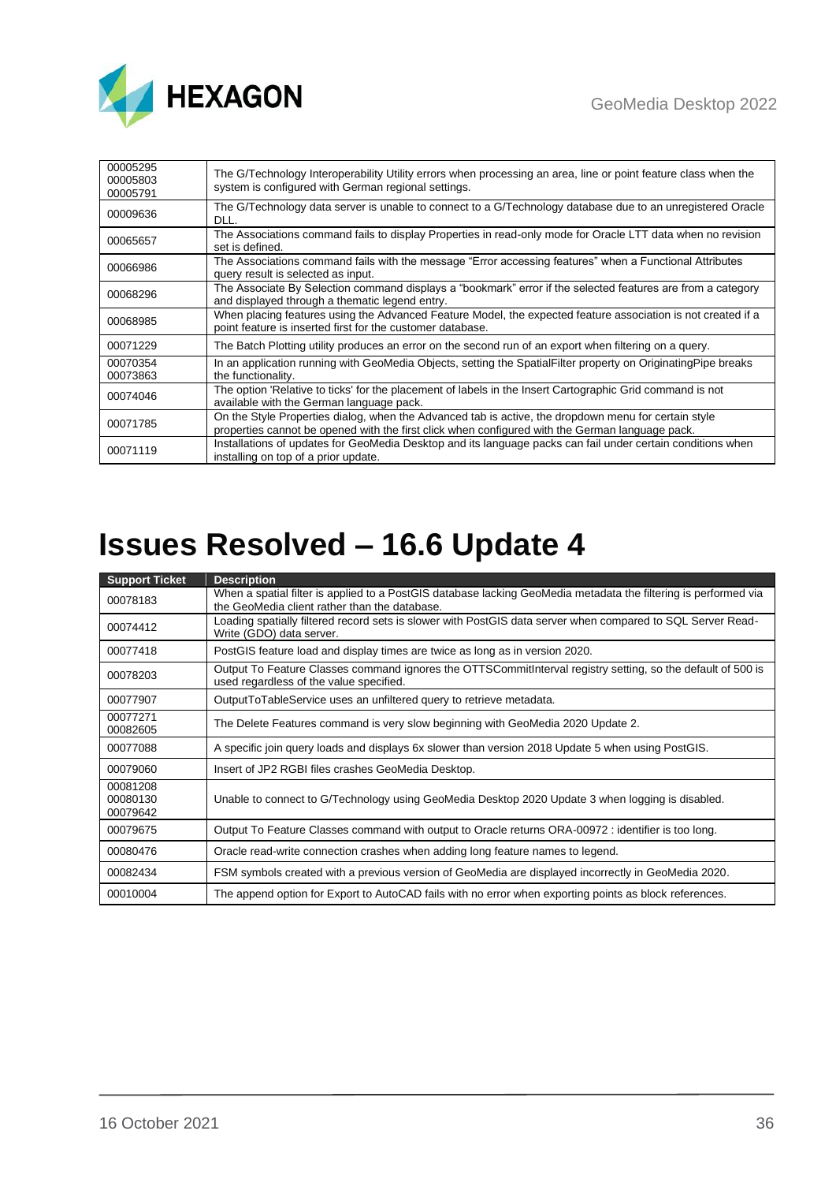| | |
|---|---|
| 00005295<br>00005803<br>00005791 | The G/Technology Interoperability Utility errors when processing an area, line or point feature class when the system is configured with German regional settings. |
| 00009636 | The G/Technology data server is unable to connect to a G/Technology database due to an unregistered Oracle DLL. |
| 00065657 | The Associations command fails to display Properties in read-only mode for Oracle LTT data when no revision set is defined. |
| 00066986 | The Associations command fails with the message "Error accessing features" when a Functional Attributes query result is selected as input. |
| 00068296 | The Associate By Selection command displays a "bookmark" error if the selected features are from a category and displayed through a thematic legend entry. |
| 00068985 | When placing features using the Advanced Feature Model, the expected feature association is not created if a point feature is inserted first for the customer database. |
| 00071229 | The Batch Plotting utility produces an error on the second run of an export when filtering on a query. |
| 00070354<br>00073863 | In an application running with GeoMedia Objects, setting the SpatialFilter property on OriginatingPipe breaks the functionality. |
| 00074046 | The option 'Relative to ticks' for the placement of labels in the Insert Cartographic Grid command is not available with the German language pack. |
| 00071785 | On the Style Properties dialog, when the Advanced tab is active, the dropdown menu for certain style properties cannot be opened with the first click when configured with the German language pack. |
| 00071119 | Installations of updates for GeoMedia Desktop and its language packs can fail under certain conditions when installing on top of a prior update. |

# Issues Resolved – 16.6 Update 4

| Support Ticket | Description |
|---|---|
| 00078183 | When a spatial filter is applied to a PostGIS database lacking GeoMedia metadata the filtering is performed via the GeoMedia client rather than the database. |
| 00074412 | Loading spatially filtered record sets is slower with PostGIS data server when compared to SQL Server Read-Write (GDO) data server. |
| 00077418 | PostGIS feature load and display times are twice as long as in version 2020. |
| 00078203 | Output To Feature Classes command ignores the OTTSCommitInterval registry setting, so the default of 500 is used regardless of the value specified. |
| 00077907 | OutputToTableService uses an unfiltered query to retrieve metadata. |
| 00077271<br>00082605 | The Delete Features command is very slow beginning with GeoMedia 2020 Update 2. |
| 00077088 | A specific join query loads and displays 6x slower than version 2018 Update 5 when using PostGIS. |
| 00079060 | Insert of JP2 RGBI files crashes GeoMedia Desktop. |
| 00081208<br>00080130<br>00079642 | Unable to connect to G/Technology using GeoMedia Desktop 2020 Update 3 when logging is disabled. |
| 00079675 | Output To Feature Classes command with output to Oracle returns ORA-00972 : identifier is too long. |
| 00080476 | Oracle read-write connection crashes when adding long feature names to legend. |
| 00082434 | FSM symbols created with a previous version of GeoMedia are displayed incorrectly in GeoMedia 2020. |
| 00010004 | The append option for Export to AutoCAD fails with no error when exporting points as block references. |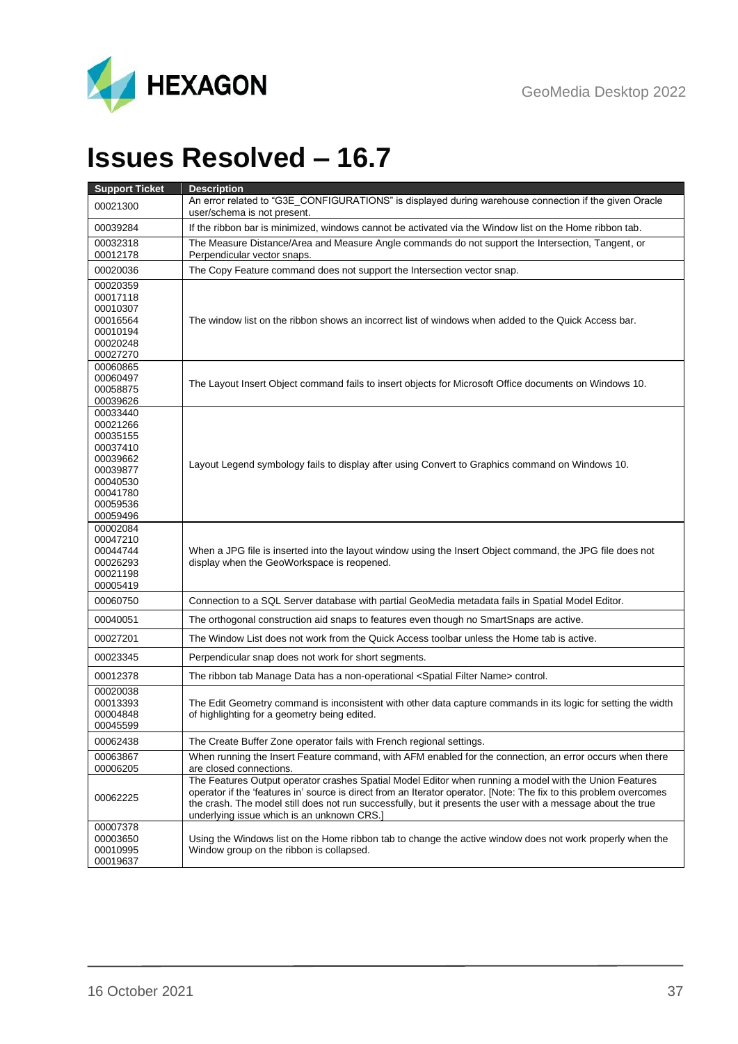# Issues Resolved – 16.7

| Support Ticket | Description |
|---|---|
| 00021300 | An error related to "G3E_CONFIGURATIONS" is displayed during warehouse connection if the given Oracle user/schema is not present. |
| 00039284 | If the ribbon bar is minimized, windows cannot be activated via the Window list on the Home ribbon tab. |
| 00032318<br>00012178 | The Measure Distance/Area and Measure Angle commands do not support the Intersection, Tangent, or Perpendicular vector snaps. |
| 00020036 | The Copy Feature command does not support the Intersection vector snap. |
| 00020359<br>00017118<br>00010307<br>00016564<br>00010194<br>00020248<br>00027270 | The window list on the ribbon shows an incorrect list of windows when added to the Quick Access bar. |
| 00060865<br>00060497<br>00058875<br>00039626 | The Layout Insert Object command fails to insert objects for Microsoft Office documents on Windows 10. |
| 00033440<br>00021266<br>00035155<br>00037410<br>00039662<br>00039877<br>00040530<br>00041780<br>00059536<br>00059496 | Layout Legend symbology fails to display after using Convert to Graphics command on Windows 10. |
| 00002084<br>00047210<br>00044744<br>00026293<br>00021198<br>00005419 | When a JPG file is inserted into the layout window using the Insert Object command, the JPG file does not display when the GeoWorkspace is reopened. |
| 00060750 | Connection to a SQL Server database with partial GeoMedia metadata fails in Spatial Model Editor. |
| 00040051 | The orthogonal construction aid snaps to features even though no SmartSnaps are active. |
| 00027201 | The Window List does not work from the Quick Access toolbar unless the Home tab is active. |
| 00023345 | Perpendicular snap does not work for short segments. |
| 00012378 | The ribbon tab Manage Data has a non-operational <Spatial Filter Name> control. |
| 00020038<br>00013393<br>00004848<br>00045599 | The Edit Geometry command is inconsistent with other data capture commands in its logic for setting the width of highlighting for a geometry being edited. |
| 00062438 | The Create Buffer Zone operator fails with French regional settings. |
| 00063867<br>00006205 | When running the Insert Feature command, with AFM enabled for the connection, an error occurs when there are closed connections. |
| 00062225 | The Features Output operator crashes Spatial Model Editor when running a model with the Union Features operator if the 'features in' source is direct from an Iterator operator. [Note: The fix to this problem overcomes the crash. The model still does not run successfully, but it presents the user with a message about the true underlying issue which is an unknown CRS.] |
| 00007378<br>00003650<br>00010995<br>00019637 | Using the Windows list on the Home ribbon tab to change the active window does not work properly when the Window group on the ribbon is collapsed. |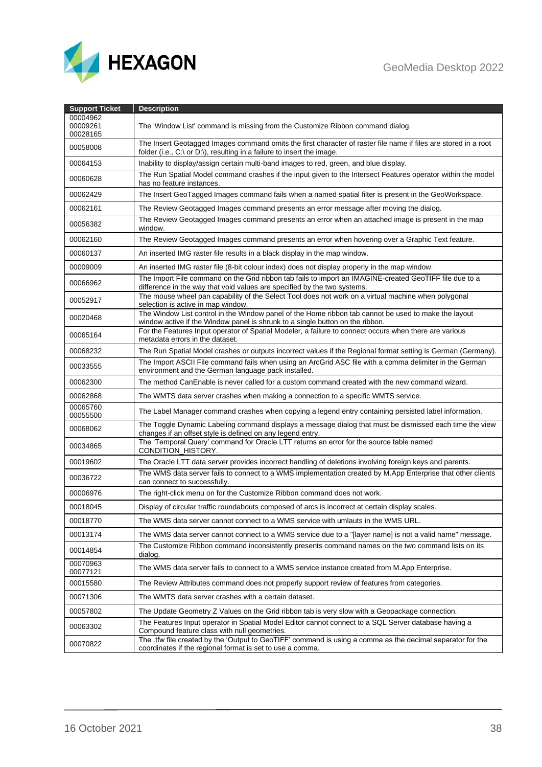| Support Ticket | Description |
|---|---|
| 00004962<br>00009261<br>00028165 | The 'Window List' command is missing from the Customize Ribbon command dialog. |
| 00058008 | The Insert Geotagged Images command omits the first character of raster file name if files are stored in a root folder (i.e., C:\ or D:\), resulting in a failure to insert the image. |
| 00064153 | Inability to display/assign certain multi-band images to red, green, and blue display. |
| 00060628 | The Run Spatial Model command crashes if the input given to the Intersect Features operator within the model has no feature instances. |
| 00062429 | The Insert GeoTagged Images command fails when a named spatial filter is present in the GeoWorkspace. |
| 00062161 | The Review Geotagged Images command presents an error message after moving the dialog. |
| 00056382 | The Review Geotagged Images command presents an error when an attached image is present in the map window. |
| 00062160 | The Review Geotagged Images command presents an error when hovering over a Graphic Text feature. |
| 00060137 | An inserted IMG raster file results in a black display in the map window. |
| 00009009 | An inserted IMG raster file (8-bit colour index) does not display properly in the map window. |
| 00066962 | The Import File command on the Grid ribbon tab fails to import an IMAGINE-created GeoTIFF file due to a difference in the way that void values are specified by the two systems. |
| 00052917 | The mouse wheel pan capability of the Select Tool does not work on a virtual machine when polygonal selection is active in map window. |
| 00020468 | The Window List control in the Window panel of the Home ribbon tab cannot be used to make the layout window active if the Window panel is shrunk to a single button on the ribbon. |
| 00065164 | For the Features Input operator of Spatial Modeler, a failure to connect occurs when there are various metadata errors in the dataset. |
| 00068232 | The Run Spatial Model crashes or outputs incorrect values if the Regional format setting is German (Germany). |
| 00033555 | The Import ASCII File command fails when using an ArcGrid ASC file with a comma delimiter in the German environment and the German language pack installed. |
| 00062300 | The method CanEnable is never called for a custom command created with the new command wizard. |
| 00062868 | The WMTS data server crashes when making a connection to a specific WMTS service. |
| 00065760<br>00055500 | The Label Manager command crashes when copying a legend entry containing persisted label information. |
| 00068062 | The Toggle Dynamic Labeling command displays a message dialog that must be dismissed each time the view changes if an offset style is defined on any legend entry. |
| 00034865 | The 'Temporal Query' command for Oracle LTT returns an error for the source table named CONDITION_HISTORY. |
| 00019602 | The Oracle LTT data server provides incorrect handling of deletions involving foreign keys and parents. |
| 00036722 | The WMS data server fails to connect to a WMS implementation created by M.App Enterprise that other clients can connect to successfully. |
| 00006976 | The right-click menu on for the Customize Ribbon command does not work. |
| 00018045 | Display of circular traffic roundabouts composed of arcs is incorrect at certain display scales. |
| 00018770 | The WMS data server cannot connect to a WMS service with umlauts in the WMS URL. |
| 00013174 | The WMS data server cannot connect to a WMS service due to a "[layer name] is not a valid name" message. |
| 00014854 | The Customize Ribbon command inconsistently presents command names on the two command lists on its dialog. |
| 00070963<br>00077121 | The WMS data server fails to connect to a WMS service instance created from M.App Enterprise. |
| 00015580 | The Review Attributes command does not properly support review of features from categories. |
| 00071306 | The WMTS data server crashes with a certain dataset. |
| 00057802 | The Update Geometry Z Values on the Grid ribbon tab is very slow with a Geopackage connection. |
| 00063302 | The Features Input operator in Spatial Model Editor cannot connect to a SQL Server database having a Compound feature class with null geometries. |
| 00070822 | The .tfw file created by the 'Output to GeoTIFF' command is using a comma as the decimal separator for the coordinates if the regional format is set to use a comma. |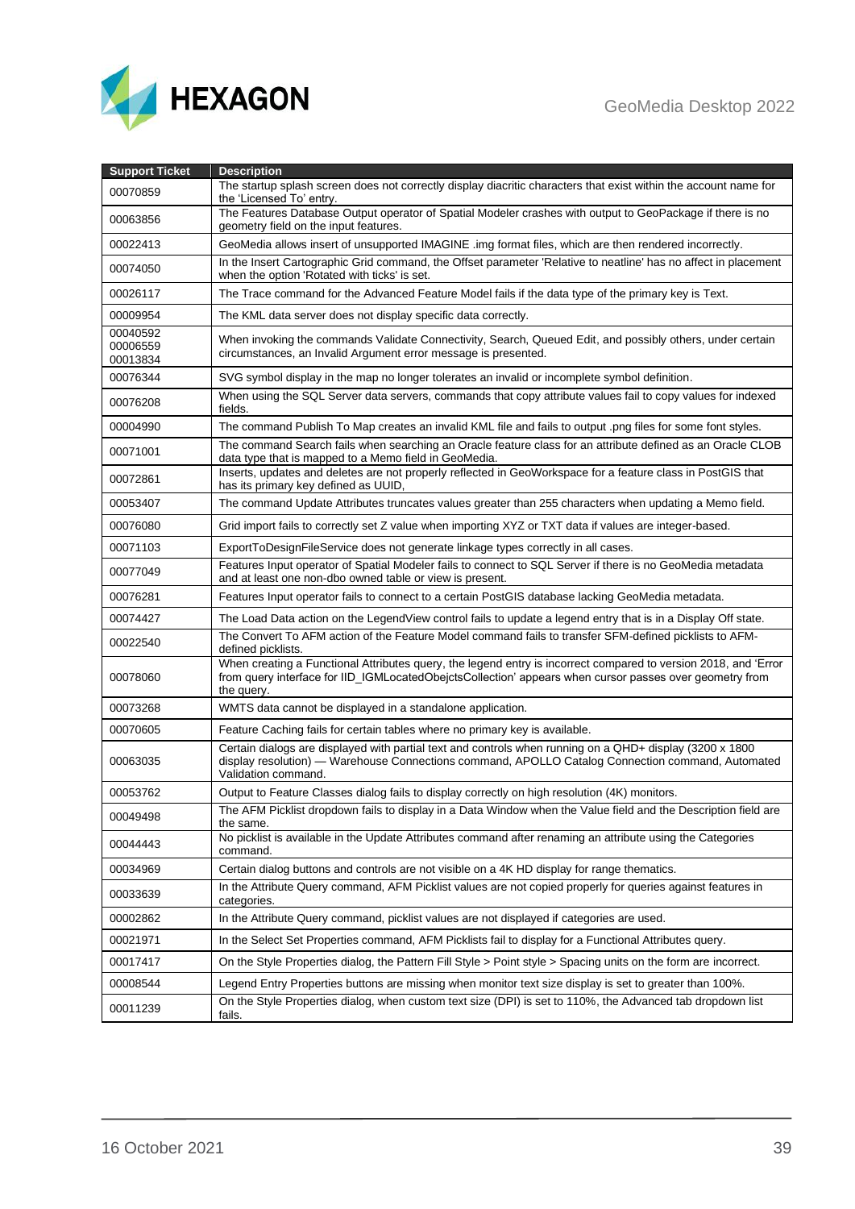| Support Ticket | Description |
|---|---|
| 00070859 | The startup splash screen does not correctly display diacritic characters that exist within the account name for the 'Licensed To' entry. |
| 00063856 | The Features Database Output operator of Spatial Modeler crashes with output to GeoPackage if there is no geometry field on the input features. |
| 00022413 | GeoMedia allows insert of unsupported IMAGINE .img format files, which are then rendered incorrectly. |
| 00074050 | In the Insert Cartographic Grid command, the Offset parameter 'Relative to neatline' has no affect in placement when the option 'Rotated with ticks' is set. |
| 00026117 | The Trace command for the Advanced Feature Model fails if the data type of the primary key is Text. |
| 00009954 | The KML data server does not display specific data correctly. |
| 00040592<br>00006559<br>00013834 | When invoking the commands Validate Connectivity, Search, Queued Edit, and possibly others, under certain circumstances, an Invalid Argument error message is presented. |
| 00076344 | SVG symbol display in the map no longer tolerates an invalid or incomplete symbol definition. |
| 00076208 | When using the SQL Server data servers, commands that copy attribute values fail to copy values for indexed fields. |
| 00004990 | The command Publish To Map creates an invalid KML file and fails to output .png files for some font styles. |
| 00071001 | The command Search fails when searching an Oracle feature class for an attribute defined as an Oracle CLOB data type that is mapped to a Memo field in GeoMedia. |
| 00072861 | Inserts, updates and deletes are not properly reflected in GeoWorkspace for a feature class in PostGIS that has its primary key defined as UUID, |
| 00053407 | The command Update Attributes truncates values greater than 255 characters when updating a Memo field. |
| 00076080 | Grid import fails to correctly set Z value when importing XYZ or TXT data if values are integer-based. |
| 00071103 | ExportToDesignFileService does not generate linkage types correctly in all cases. |
| 00077049 | Features Input operator of Spatial Modeler fails to connect to SQL Server if there is no GeoMedia metadata and at least one non-dbo owned table or view is present. |
| 00076281 | Features Input operator fails to connect to a certain PostGIS database lacking GeoMedia metadata. |
| 00074427 | The Load Data action on the LegendView control fails to update a legend entry that is in a Display Off state. |
| 00022540 | The Convert To AFM action of the Feature Model command fails to transfer SFM-defined picklists to AFM-defined picklists. |
| 00078060 | When creating a Functional Attributes query, the legend entry is incorrect compared to version 2018, and 'Error from query interface for IID_IGMLocatedObejctsCollection' appears when cursor passes over geometry from the query. |
| 00073268 | WMTS data cannot be displayed in a standalone application. |
| 00070605 | Feature Caching fails for certain tables where no primary key is available. |
| 00063035 | Certain dialogs are displayed with partial text and controls when running on a QHD+ display (3200 x 1800 display resolution) — Warehouse Connections command, APOLLO Catalog Connection command, Automated Validation command. |
| 00053762 | Output to Feature Classes dialog fails to display correctly on high resolution (4K) monitors. |
| 00049498 | The AFM Picklist dropdown fails to display in a Data Window when the Value field and the Description field are the same. |
| 00044443 | No picklist is available in the Update Attributes command after renaming an attribute using the Categories command. |
| 00034969 | Certain dialog buttons and controls are not visible on a 4K HD display for range thematics. |
| 00033639 | In the Attribute Query command, AFM Picklist values are not copied properly for queries against features in categories. |
| 00002862 | In the Attribute Query command, picklist values are not displayed if categories are used. |
| 00021971 | In the Select Set Properties command, AFM Picklists fail to display for a Functional Attributes query. |
| 00017417 | On the Style Properties dialog, the Pattern Fill Style > Point style > Spacing units on the form are incorrect. |
| 00008544 | Legend Entry Properties buttons are missing when monitor text size display is set to greater than 100%. |
| 00011239 | On the Style Properties dialog, when custom text size (DPI) is set to 110%, the Advanced tab dropdown list fails. |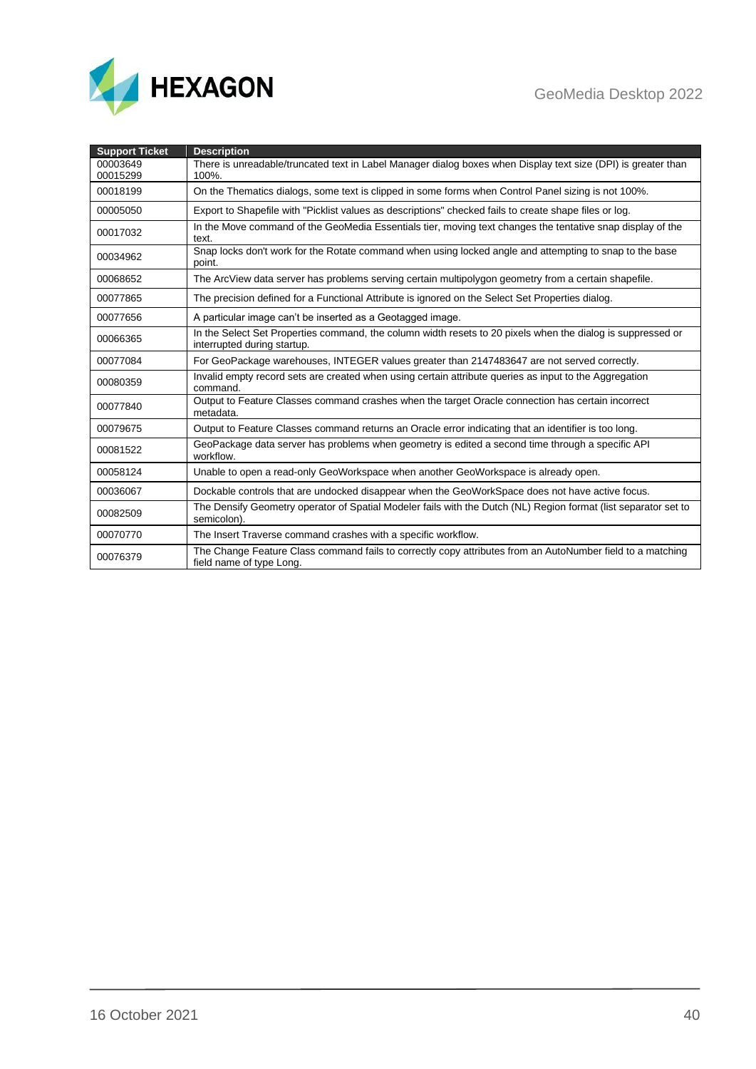| Support Ticket | Description |
|---|---|
| 00003649 00015299 | There is unreadable/truncated text in Label Manager dialog boxes when Display text size (DPI) is greater than 100%. |
| 00018199 | On the Thematics dialogs, some text is clipped in some forms when Control Panel sizing is not 100%. |
| 00005050 | Export to Shapefile with "Picklist values as descriptions" checked fails to create shape files or log. |
| 00017032 | In the Move command of the GeoMedia Essentials tier, moving text changes the tentative snap display of the text. |
| 00034962 | Snap locks don't work for the Rotate command when using locked angle and attempting to snap to the base point. |
| 00068652 | The ArcView data server has problems serving certain multipolygon geometry from a certain shapefile. |
| 00077865 | The precision defined for a Functional Attribute is ignored on the Select Set Properties dialog. |
| 00077656 | A particular image can't be inserted as a Geotagged image. |
| 00066365 | In the Select Set Properties command, the column width resets to 20 pixels when the dialog is suppressed or interrupted during startup. |
| 00077084 | For GeoPackage warehouses, INTEGER values greater than 2147483647 are not served correctly. |
| 00080359 | Invalid empty record sets are created when using certain attribute queries as input to the Aggregation command. |
| 00077840 | Output to Feature Classes command crashes when the target Oracle connection has certain incorrect metadata. |
| 00079675 | Output to Feature Classes command returns an Oracle error indicating that an identifier is too long. |
| 00081522 | GeoPackage data server has problems when geometry is edited a second time through a specific API workflow. |
| 00058124 | Unable to open a read-only GeoWorkspace when another GeoWorkspace is already open. |
| 00036067 | Dockable controls that are undocked disappear when the GeoWorkSpace does not have active focus. |
| 00082509 | The Densify Geometry operator of Spatial Modeler fails with the Dutch (NL) Region format (list separator set to semicolon). |
| 00070770 | The Insert Traverse command crashes with a specific workflow. |
| 00076379 | The Change Feature Class command fails to correctly copy attributes from an AutoNumber field to a matching field name of type Long. |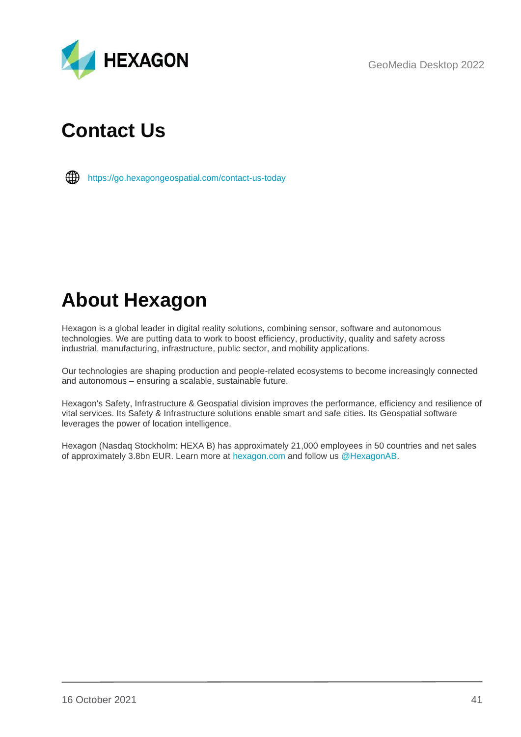# Contact Us

https://go.hexagongeospatial.com/contact-us-today

# About Hexagon

Hexagon is a global leader in digital reality solutions, combining sensor, software and autonomous technologies. We are putting data to work to boost efficiency, productivity, quality and safety across industrial, manufacturing, infrastructure, public sector, and mobility applications.

Our technologies are shaping production and people-related ecosystems to become increasingly connected and autonomous – ensuring a scalable, sustainable future.

Hexagon's Safety, Infrastructure & Geospatial division improves the performance, efficiency and resilience of vital services. Its Safety & Infrastructure solutions enable smart and safe cities. Its Geospatial software leverages the power of location intelligence.

Hexagon (Nasdaq Stockholm: HEXA B) has approximately 21,000 employees in 50 countries and net sales of approximately 3.8bn EUR. Learn more at hexagon.com and follow us @HexagonAB.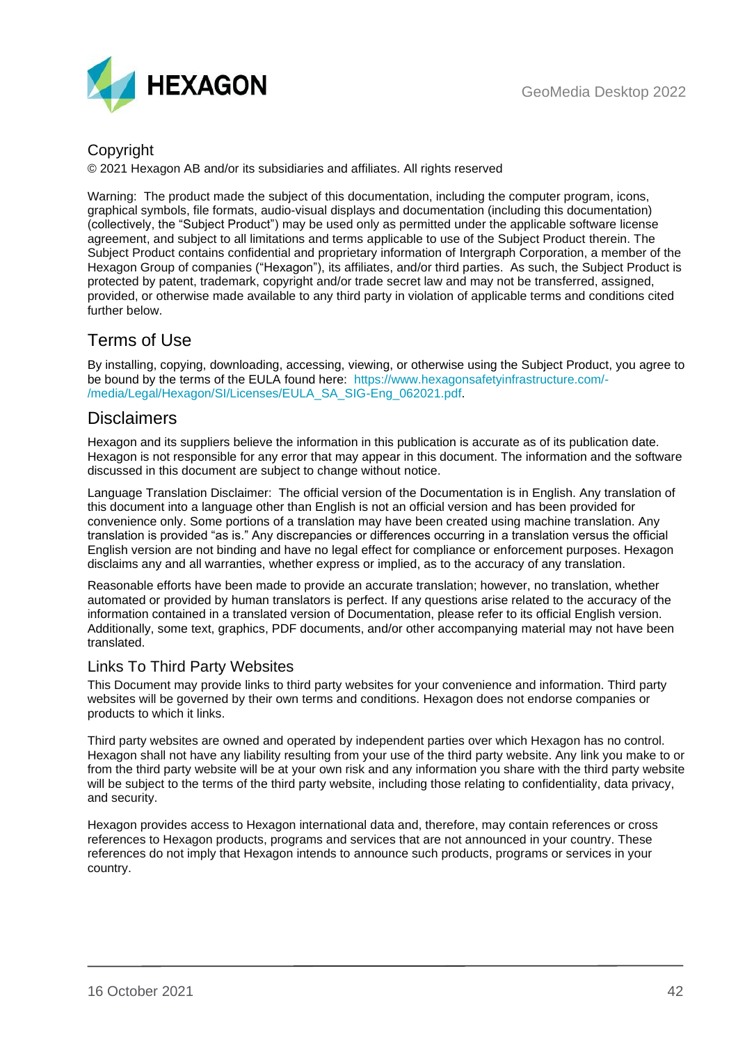## Copyright

© 2021 Hexagon AB and/or its subsidiaries and affiliates. All rights reserved

Warning: The product made the subject of this documentation, including the computer program, icons, graphical symbols, file formats, audio-visual displays and documentation (including this documentation) (collectively, the "Subject Product") may be used only as permitted under the applicable software license agreement, and subject to all limitations and terms applicable to use of the Subject Product therein. The Subject Product contains confidential and proprietary information of Intergraph Corporation, a member of the Hexagon Group of companies ("Hexagon"), its affiliates, and/or third parties. As such, the Subject Product is protected by patent, trademark, copyright and/or trade secret law and may not be transferred, assigned, provided, or otherwise made available to any third party in violation of applicable terms and conditions cited further below.

## Terms of Use

By installing, copying, downloading, accessing, viewing, or otherwise using the Subject Product, you agree to be bound by the terms of the EULA found here: https://www.hexagonsafetyinfrastructure.com/-/media/Legal/Hexagon/SI/Licenses/EULA_SA_SIG-Eng_062021.pdf.

## Disclaimers

Hexagon and its suppliers believe the information in this publication is accurate as of its publication date. Hexagon is not responsible for any error that may appear in this document. The information and the software discussed in this document are subject to change without notice.

Language Translation Disclaimer: The official version of the Documentation is in English. Any translation of this document into a language other than English is not an official version and has been provided for convenience only. Some portions of a translation may have been created using machine translation. Any translation is provided "as is." Any discrepancies or differences occurring in a translation versus the official English version are not binding and have no legal effect for compliance or enforcement purposes. Hexagon disclaims any and all warranties, whether express or implied, as to the accuracy of any translation.

Reasonable efforts have been made to provide an accurate translation; however, no translation, whether automated or provided by human translators is perfect. If any questions arise related to the accuracy of the information contained in a translated version of Documentation, please refer to its official English version. Additionally, some text, graphics, PDF documents, and/or other accompanying material may not have been translated.

### Links To Third Party Websites

This Document may provide links to third party websites for your convenience and information. Third party websites will be governed by their own terms and conditions. Hexagon does not endorse companies or products to which it links.

Third party websites are owned and operated by independent parties over which Hexagon has no control. Hexagon shall not have any liability resulting from your use of the third party website. Any link you make to or from the third party website will be at your own risk and any information you share with the third party website will be subject to the terms of the third party website, including those relating to confidentiality, data privacy, and security.

Hexagon provides access to Hexagon international data and, therefore, may contain references or cross references to Hexagon products, programs and services that are not announced in your country. These references do not imply that Hexagon intends to announce such products, programs or services in your country.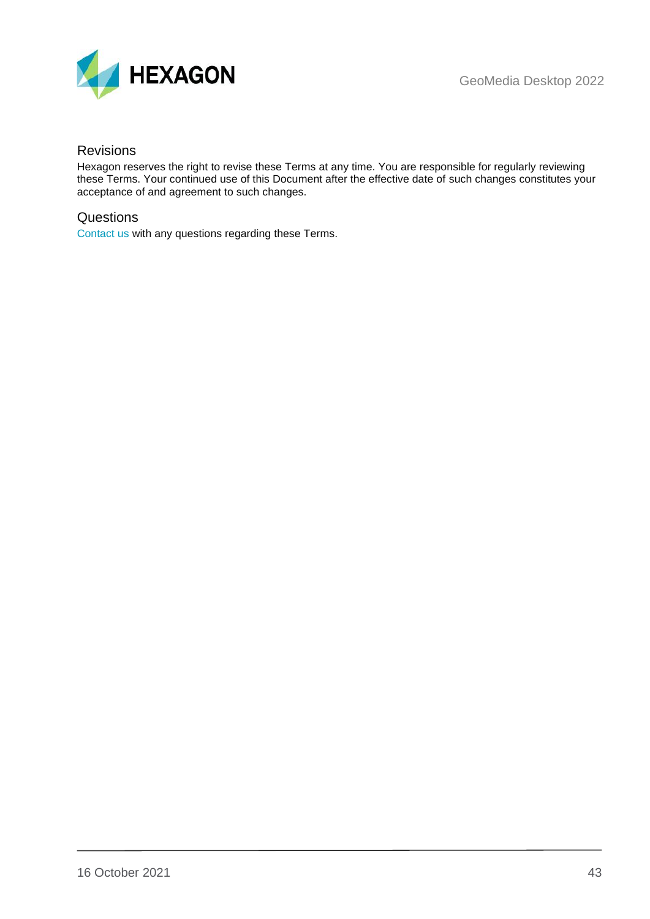## Revisions

Hexagon reserves the right to revise these Terms at any time. You are responsible for regularly reviewing these Terms. Your continued use of this Document after the effective date of such changes constitutes your acceptance of and agreement to such changes.

## Questions

Contact us with any questions regarding these Terms.